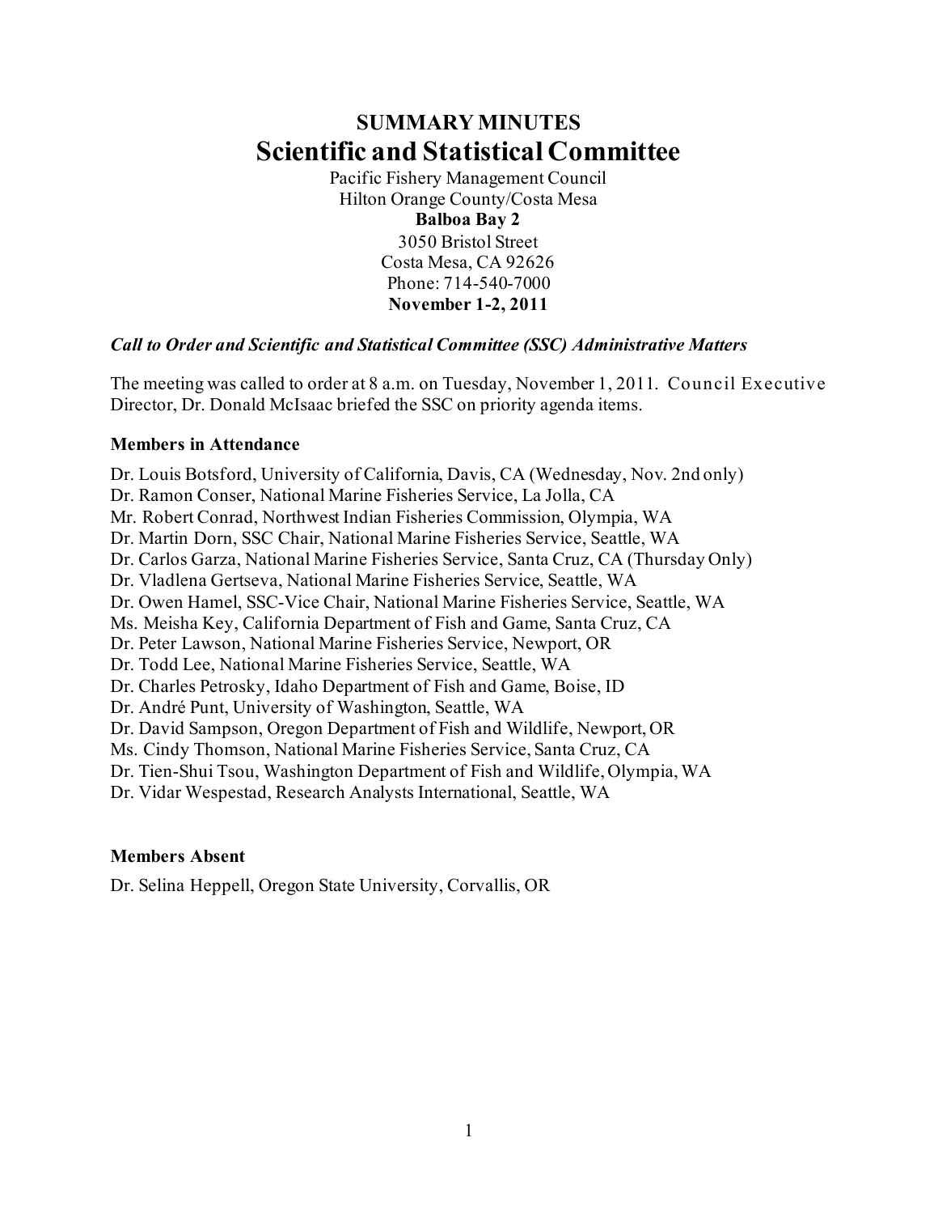# SUMMARY MINUTES
# Scientific and Statistical Committee

Pacific Fishery Management Council
Hilton Orange County/Costa Mesa
**Balboa Bay 2**
3050 Bristol Street
Costa Mesa, CA 92626
Phone: 714-540-7000
**November 1-2, 2011**

***Call to Order and Scientific and Statistical Committee (SSC) Administrative Matters***

The meeting was called to order at 8 a.m. on Tuesday, November 1, 2011. Council Executive Director, Dr. Donald McIsaac briefed the SSC on priority agenda items.

**Members in Attendance**

Dr. Louis Botsford, University of California, Davis, CA (Wednesday, Nov. 2nd only)
Dr. Ramon Conser, National Marine Fisheries Service, La Jolla, CA
Mr. Robert Conrad, Northwest Indian Fisheries Commission, Olympia, WA
Dr. Martin Dorn, SSC Chair, National Marine Fisheries Service, Seattle, WA
Dr. Carlos Garza, National Marine Fisheries Service, Santa Cruz, CA (Thursday Only)
Dr. Vladlena Gertseva, National Marine Fisheries Service, Seattle, WA
Dr. Owen Hamel, SSC-Vice Chair, National Marine Fisheries Service, Seattle, WA
Ms. Meisha Key, California Department of Fish and Game, Santa Cruz, CA
Dr. Peter Lawson, National Marine Fisheries Service, Newport, OR
Dr. Todd Lee, National Marine Fisheries Service, Seattle, WA
Dr. Charles Petrosky, Idaho Department of Fish and Game, Boise, ID
Dr. André Punt, University of Washington, Seattle, WA
Dr. David Sampson, Oregon Department of Fish and Wildlife, Newport, OR
Ms. Cindy Thomson, National Marine Fisheries Service, Santa Cruz, CA
Dr. Tien-Shui Tsou, Washington Department of Fish and Wildlife, Olympia, WA
Dr. Vidar Wespestad, Research Analysts International, Seattle, WA

**Members Absent**

Dr. Selina Heppell, Oregon State University, Corvallis, OR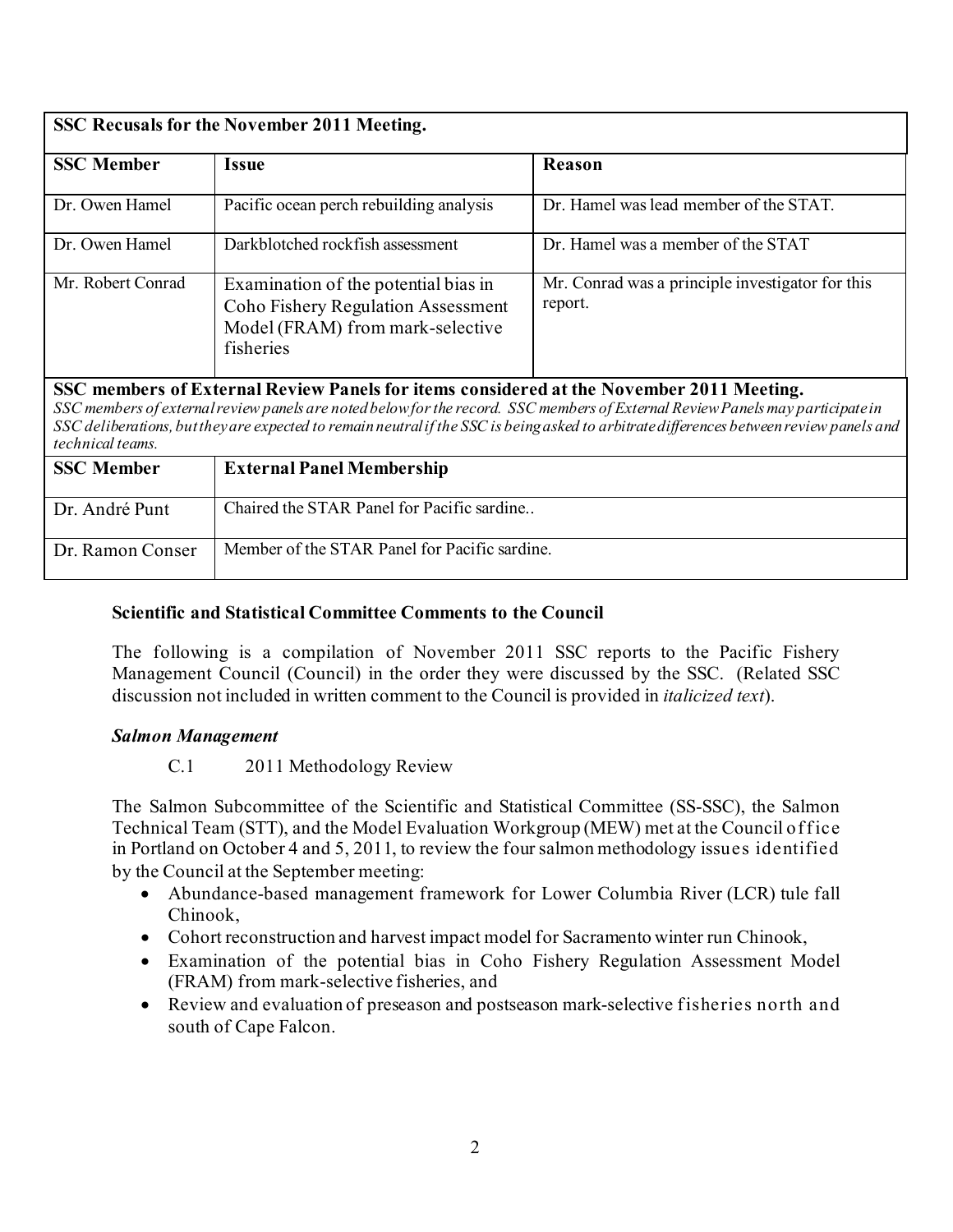| SSC Recusals for the November 2011 Meeting. | | |
|---|---|---|
| **SSC Member** | **Issue** | **Reason** |
| Dr. Owen Hamel | Pacific ocean perch rebuilding analysis | Dr. Hamel was lead member of the STAT. |
| Dr. Owen Hamel | Darkblotched rockfish assessment | Dr. Hamel was a member of the STAT |
| Mr. Robert Conrad | Examination of the potential bias in Coho Fishery Regulation Assessment Model (FRAM) from mark-selective fisheries | Mr. Conrad was a principle investigator for this report. |

**SSC members of External Review Panels for items considered at the November 2011 Meeting.**

*SSC members of external review panels are noted below for the record. SSC members of External Review Panels may participate in SSC deliberations, but they are expected to remain neutral if the SSC is being asked to arbitrate differences between review panels and technical teams.*

| SSC Member | External Panel Membership |
|---|---|
| Dr. André Punt | Chaired the STAR Panel for Pacific sardine.. |
| Dr. Ramon Conser | Member of the STAR Panel for Pacific sardine. |

**Scientific and Statistical Committee Comments to the Council**

The following is a compilation of November 2011 SSC reports to the Pacific Fishery Management Council (Council) in the order they were discussed by the SSC. (Related SSC discussion not included in written comment to the Council is provided in *italicized text*).

***Salmon Management***

C.1 2011 Methodology Review

The Salmon Subcommittee of the Scientific and Statistical Committee (SS-SSC), the Salmon Technical Team (STT), and the Model Evaluation Workgroup (MEW) met at the Council office in Portland on October 4 and 5, 2011, to review the four salmon methodology issues identified by the Council at the September meeting:

- Abundance-based management framework for Lower Columbia River (LCR) tule fall Chinook,
- Cohort reconstruction and harvest impact model for Sacramento winter run Chinook,
- Examination of the potential bias in Coho Fishery Regulation Assessment Model (FRAM) from mark-selective fisheries, and
- Review and evaluation of preseason and postseason mark-selective fisheries north and south of Cape Falcon.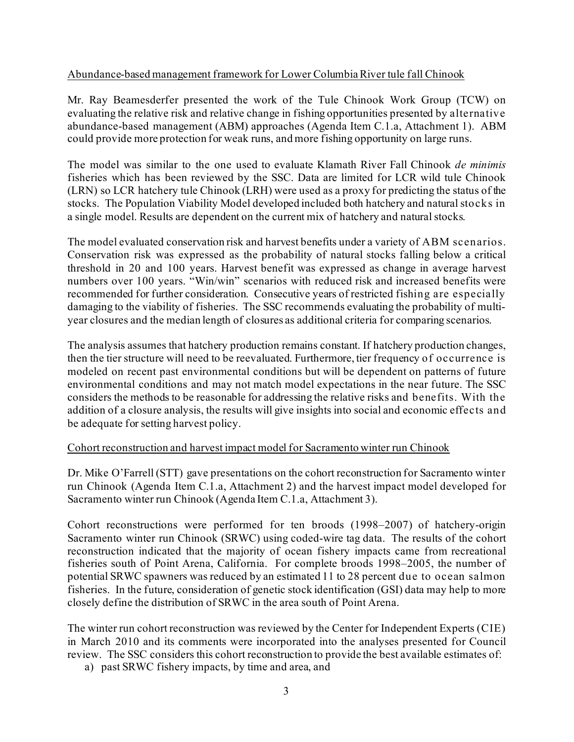<u>Abundance-based management framework for Lower Columbia River tule fall Chinook</u>

Mr. Ray Beamesderfer presented the work of the Tule Chinook Work Group (TCW) on evaluating the relative risk and relative change in fishing opportunities presented by alternative abundance-based management (ABM) approaches (Agenda Item C.1.a, Attachment 1). ABM could provide more protection for weak runs, and more fishing opportunity on large runs.

The model was similar to the one used to evaluate Klamath River Fall Chinook *de minimis* fisheries which has been reviewed by the SSC. Data are limited for LCR wild tule Chinook (LRN) so LCR hatchery tule Chinook (LRH) were used as a proxy for predicting the status of the stocks. The Population Viability Model developed included both hatchery and natural stocks in a single model. Results are dependent on the current mix of hatchery and natural stocks.

The model evaluated conservation risk and harvest benefits under a variety of ABM scenarios. Conservation risk was expressed as the probability of natural stocks falling below a critical threshold in 20 and 100 years. Harvest benefit was expressed as change in average harvest numbers over 100 years. "Win/win" scenarios with reduced risk and increased benefits were recommended for further consideration. Consecutive years of restricted fishing are especially damaging to the viability of fisheries. The SSC recommends evaluating the probability of multi-year closures and the median length of closures as additional criteria for comparing scenarios.

The analysis assumes that hatchery production remains constant. If hatchery production changes, then the tier structure will need to be reevaluated. Furthermore, tier frequency of occurrence is modeled on recent past environmental conditions but will be dependent on patterns of future environmental conditions and may not match model expectations in the near future. The SSC considers the methods to be reasonable for addressing the relative risks and benefits. With the addition of a closure analysis, the results will give insights into social and economic effects and be adequate for setting harvest policy.

<u>Cohort reconstruction and harvest impact model for Sacramento winter run Chinook</u>

Dr. Mike O'Farrell (STT) gave presentations on the cohort reconstruction for Sacramento winter run Chinook (Agenda Item C.1.a, Attachment 2) and the harvest impact model developed for Sacramento winter run Chinook (Agenda Item C.1.a, Attachment 3).

Cohort reconstructions were performed for ten broods (1998–2007) of hatchery-origin Sacramento winter run Chinook (SRWC) using coded-wire tag data. The results of the cohort reconstruction indicated that the majority of ocean fishery impacts came from recreational fisheries south of Point Arena, California. For complete broods 1998–2005, the number of potential SRWC spawners was reduced by an estimated 11 to 28 percent due to ocean salmon fisheries. In the future, consideration of genetic stock identification (GSI) data may help to more closely define the distribution of SRWC in the area south of Point Arena.

The winter run cohort reconstruction was reviewed by the Center for Independent Experts (CIE) in March 2010 and its comments were incorporated into the analyses presented for Council review. The SSC considers this cohort reconstruction to provide the best available estimates of:

a) past SRWC fishery impacts, by time and area, and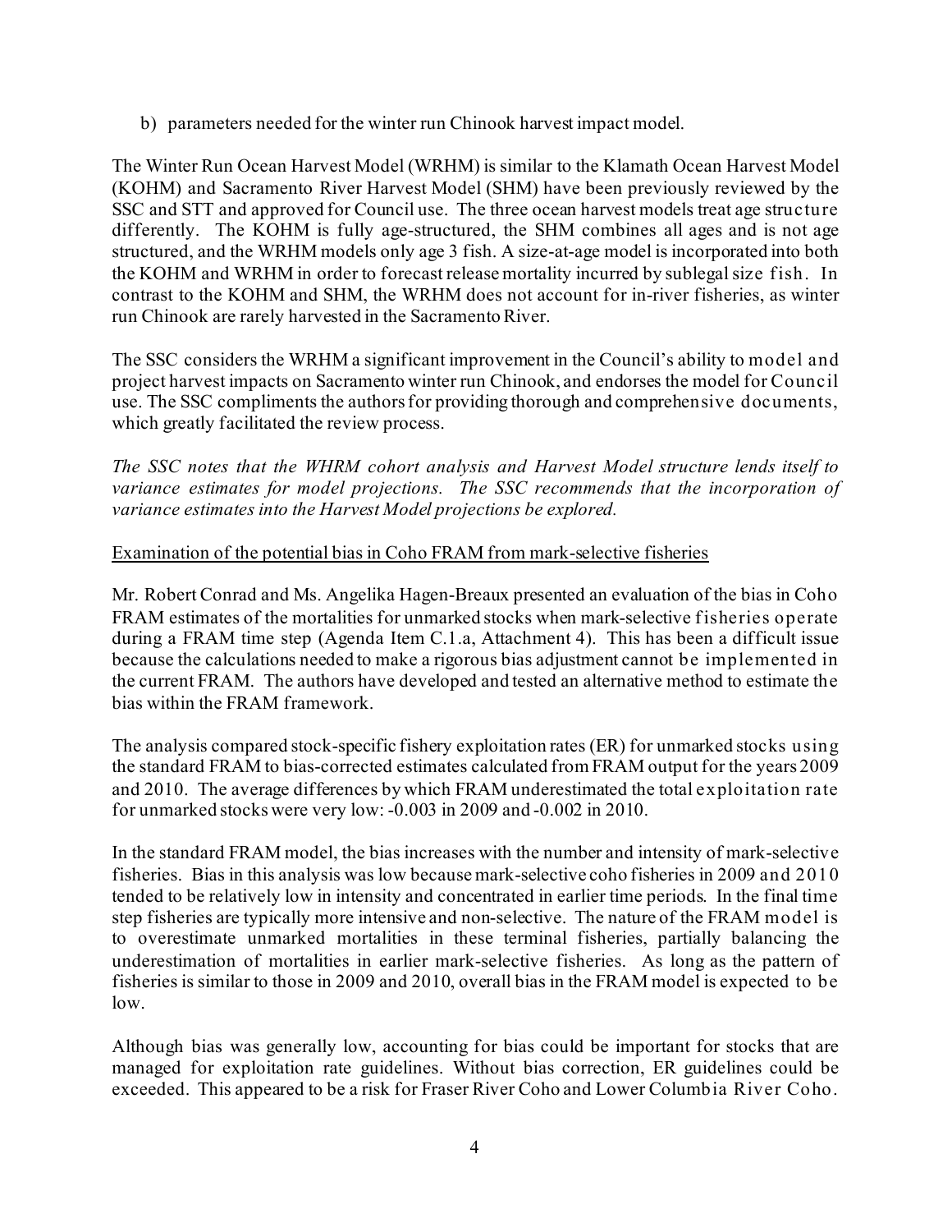b) parameters needed for the winter run Chinook harvest impact model.

The Winter Run Ocean Harvest Model (WRHM) is similar to the Klamath Ocean Harvest Model (KOHM) and Sacramento River Harvest Model (SHM) have been previously reviewed by the SSC and STT and approved for Council use. The three ocean harvest models treat age structure differently. The KOHM is fully age-structured, the SHM combines all ages and is not age structured, and the WRHM models only age 3 fish. A size-at-age model is incorporated into both the KOHM and WRHM in order to forecast release mortality incurred by sublegal size fish. In contrast to the KOHM and SHM, the WRHM does not account for in-river fisheries, as winter run Chinook are rarely harvested in the Sacramento River.

The SSC considers the WRHM a significant improvement in the Council's ability to model and project harvest impacts on Sacramento winter run Chinook, and endorses the model for Council use. The SSC compliments the authors for providing thorough and comprehensive documents, which greatly facilitated the review process.

*The SSC notes that the WHRM cohort analysis and Harvest Model structure lends itself to variance estimates for model projections. The SSC recommends that the incorporation of variance estimates into the Harvest Model projections be explored.*

<u>Examination of the potential bias in Coho FRAM from mark-selective fisheries</u>

Mr. Robert Conrad and Ms. Angelika Hagen-Breaux presented an evaluation of the bias in Coho FRAM estimates of the mortalities for unmarked stocks when mark-selective fisheries operate during a FRAM time step (Agenda Item C.1.a, Attachment 4). This has been a difficult issue because the calculations needed to make a rigorous bias adjustment cannot be implemented in the current FRAM. The authors have developed and tested an alternative method to estimate the bias within the FRAM framework.

The analysis compared stock-specific fishery exploitation rates (ER) for unmarked stocks using the standard FRAM to bias-corrected estimates calculated from FRAM output for the years 2009 and 2010. The average differences by which FRAM underestimated the total exploitation rate for unmarked stocks were very low: -0.003 in 2009 and -0.002 in 2010.

In the standard FRAM model, the bias increases with the number and intensity of mark-selective fisheries. Bias in this analysis was low because mark-selective coho fisheries in 2009 and 2010 tended to be relatively low in intensity and concentrated in earlier time periods. In the final time step fisheries are typically more intensive and non-selective. The nature of the FRAM model is to overestimate unmarked mortalities in these terminal fisheries, partially balancing the underestimation of mortalities in earlier mark-selective fisheries. As long as the pattern of fisheries is similar to those in 2009 and 2010, overall bias in the FRAM model is expected to be low.

Although bias was generally low, accounting for bias could be important for stocks that are managed for exploitation rate guidelines. Without bias correction, ER guidelines could be exceeded. This appeared to be a risk for Fraser River Coho and Lower Columbia River Coho.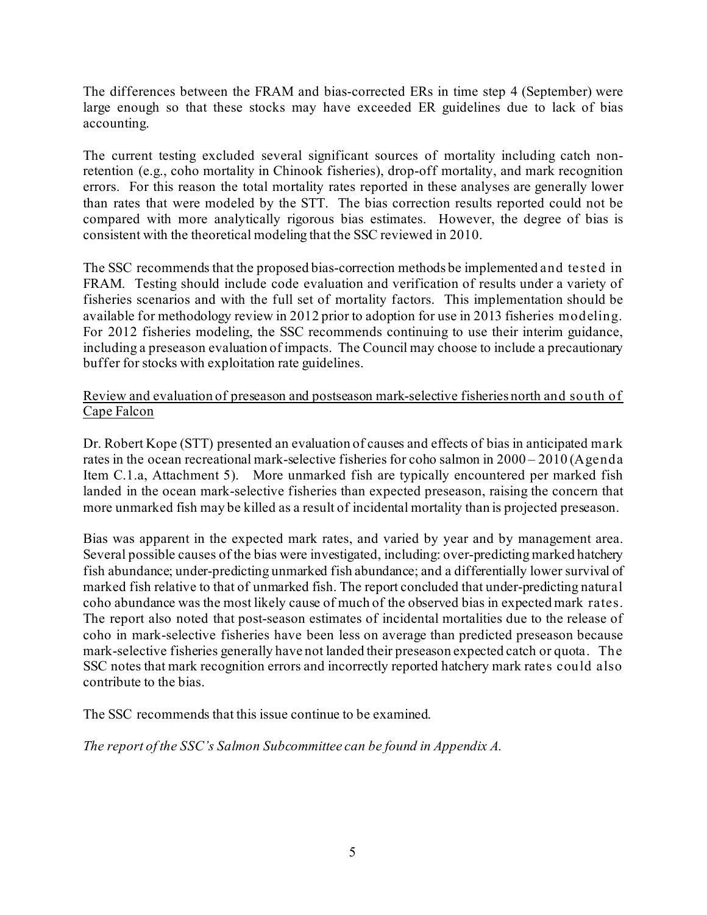The differences between the FRAM and bias-corrected ERs in time step 4 (September) were large enough so that these stocks may have exceeded ER guidelines due to lack of bias accounting.

The current testing excluded several significant sources of mortality including catch non-retention (e.g., coho mortality in Chinook fisheries), drop-off mortality, and mark recognition errors. For this reason the total mortality rates reported in these analyses are generally lower than rates that were modeled by the STT. The bias correction results reported could not be compared with more analytically rigorous bias estimates. However, the degree of bias is consistent with the theoretical modeling that the SSC reviewed in 2010.

The SSC recommends that the proposed bias-correction methods be implemented and tested in FRAM. Testing should include code evaluation and verification of results under a variety of fisheries scenarios and with the full set of mortality factors. This implementation should be available for methodology review in 2012 prior to adoption for use in 2013 fisheries modeling. For 2012 fisheries modeling, the SSC recommends continuing to use their interim guidance, including a preseason evaluation of impacts. The Council may choose to include a precautionary buffer for stocks with exploitation rate guidelines.

<u>Review and evaluation of preseason and postseason mark-selective fisheries north and south of Cape Falcon</u>

Dr. Robert Kope (STT) presented an evaluation of causes and effects of bias in anticipated mark rates in the ocean recreational mark-selective fisheries for coho salmon in 2000 – 2010 (Agenda Item C.1.a, Attachment 5). More unmarked fish are typically encountered per marked fish landed in the ocean mark-selective fisheries than expected preseason, raising the concern that more unmarked fish may be killed as a result of incidental mortality than is projected preseason.

Bias was apparent in the expected mark rates, and varied by year and by management area. Several possible causes of the bias were investigated, including: over-predicting marked hatchery fish abundance; under-predicting unmarked fish abundance; and a differentially lower survival of marked fish relative to that of unmarked fish. The report concluded that under-predicting natural coho abundance was the most likely cause of much of the observed bias in expected mark rates. The report also noted that post-season estimates of incidental mortalities due to the release of coho in mark-selective fisheries have been less on average than predicted preseason because mark-selective fisheries generally have not landed their preseason expected catch or quota. The SSC notes that mark recognition errors and incorrectly reported hatchery mark rates could also contribute to the bias.

The SSC recommends that this issue continue to be examined.

*The report of the SSC's Salmon Subcommittee can be found in Appendix A.*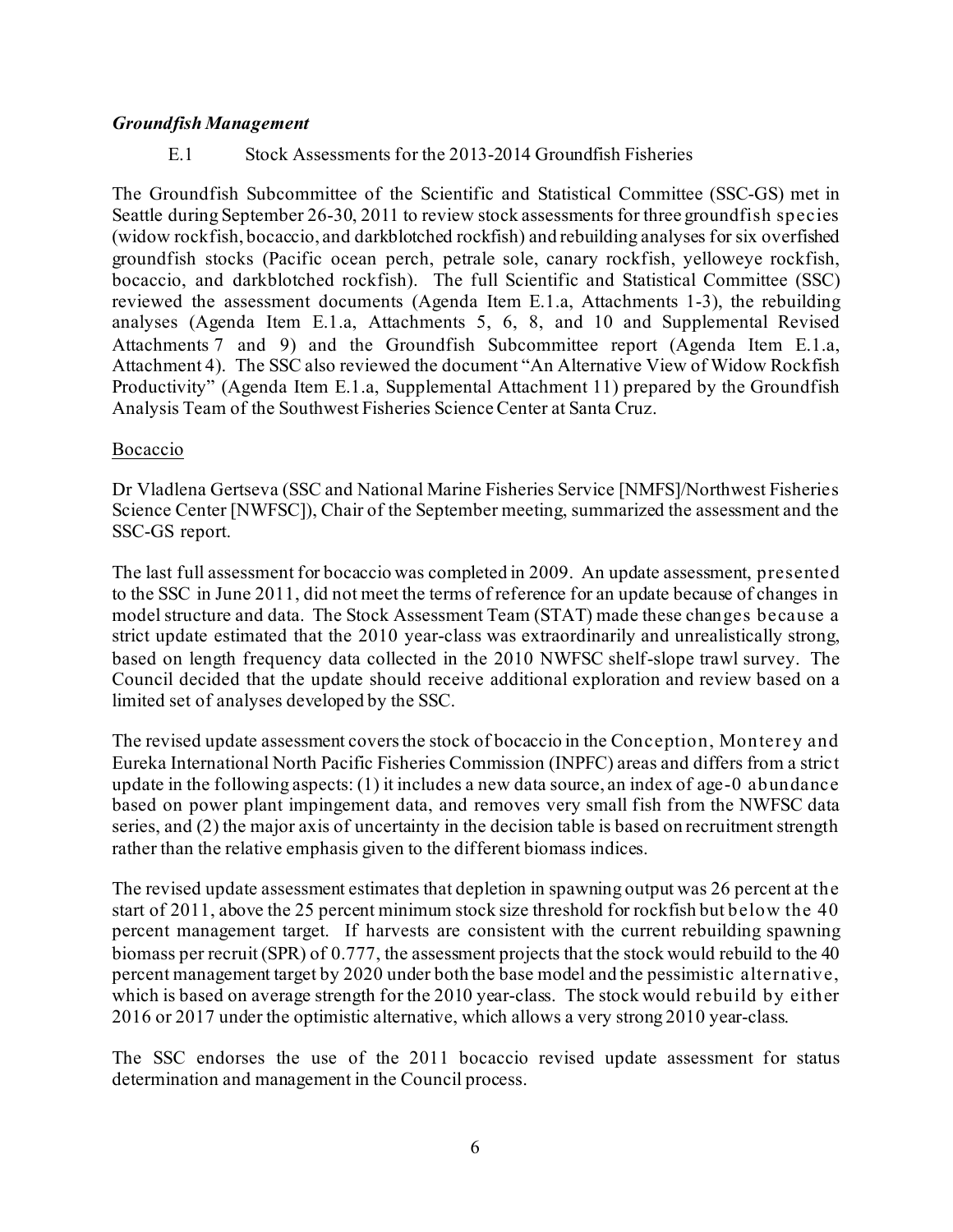***Groundfish Management***

E.1 Stock Assessments for the 2013-2014 Groundfish Fisheries

The Groundfish Subcommittee of the Scientific and Statistical Committee (SSC-GS) met in Seattle during September 26-30, 2011 to review stock assessments for three groundfish species (widow rockfish, bocaccio, and darkblotched rockfish) and rebuilding analyses for six overfished groundfish stocks (Pacific ocean perch, petrale sole, canary rockfish, yelloweye rockfish, bocaccio, and darkblotched rockfish). The full Scientific and Statistical Committee (SSC) reviewed the assessment documents (Agenda Item E.1.a, Attachments 1-3), the rebuilding analyses (Agenda Item E.1.a, Attachments 5, 6, 8, and 10 and Supplemental Revised Attachments 7 and 9) and the Groundfish Subcommittee report (Agenda Item E.1.a, Attachment 4). The SSC also reviewed the document "An Alternative View of Widow Rockfish Productivity" (Agenda Item E.1.a, Supplemental Attachment 11) prepared by the Groundfish Analysis Team of the Southwest Fisheries Science Center at Santa Cruz.

<u>Bocaccio</u>

Dr Vladlena Gertseva (SSC and National Marine Fisheries Service [NMFS]/Northwest Fisheries Science Center [NWFSC]), Chair of the September meeting, summarized the assessment and the SSC-GS report.

The last full assessment for bocaccio was completed in 2009. An update assessment, presented to the SSC in June 2011, did not meet the terms of reference for an update because of changes in model structure and data. The Stock Assessment Team (STAT) made these changes because a strict update estimated that the 2010 year-class was extraordinarily and unrealistically strong, based on length frequency data collected in the 2010 NWFSC shelf-slope trawl survey. The Council decided that the update should receive additional exploration and review based on a limited set of analyses developed by the SSC.

The revised update assessment covers the stock of bocaccio in the Conception, Monterey and Eureka International North Pacific Fisheries Commission (INPFC) areas and differs from a strict update in the following aspects: (1) it includes a new data source, an index of age-0 abundance based on power plant impingement data, and removes very small fish from the NWFSC data series, and (2) the major axis of uncertainty in the decision table is based on recruitment strength rather than the relative emphasis given to the different biomass indices.

The revised update assessment estimates that depletion in spawning output was 26 percent at the start of 2011, above the 25 percent minimum stock size threshold for rockfish but below the 40 percent management target. If harvests are consistent with the current rebuilding spawning biomass per recruit (SPR) of 0.777, the assessment projects that the stock would rebuild to the 40 percent management target by 2020 under both the base model and the pessimistic alternative, which is based on average strength for the 2010 year-class. The stock would rebuild by either 2016 or 2017 under the optimistic alternative, which allows a very strong 2010 year-class.

The SSC endorses the use of the 2011 bocaccio revised update assessment for status determination and management in the Council process.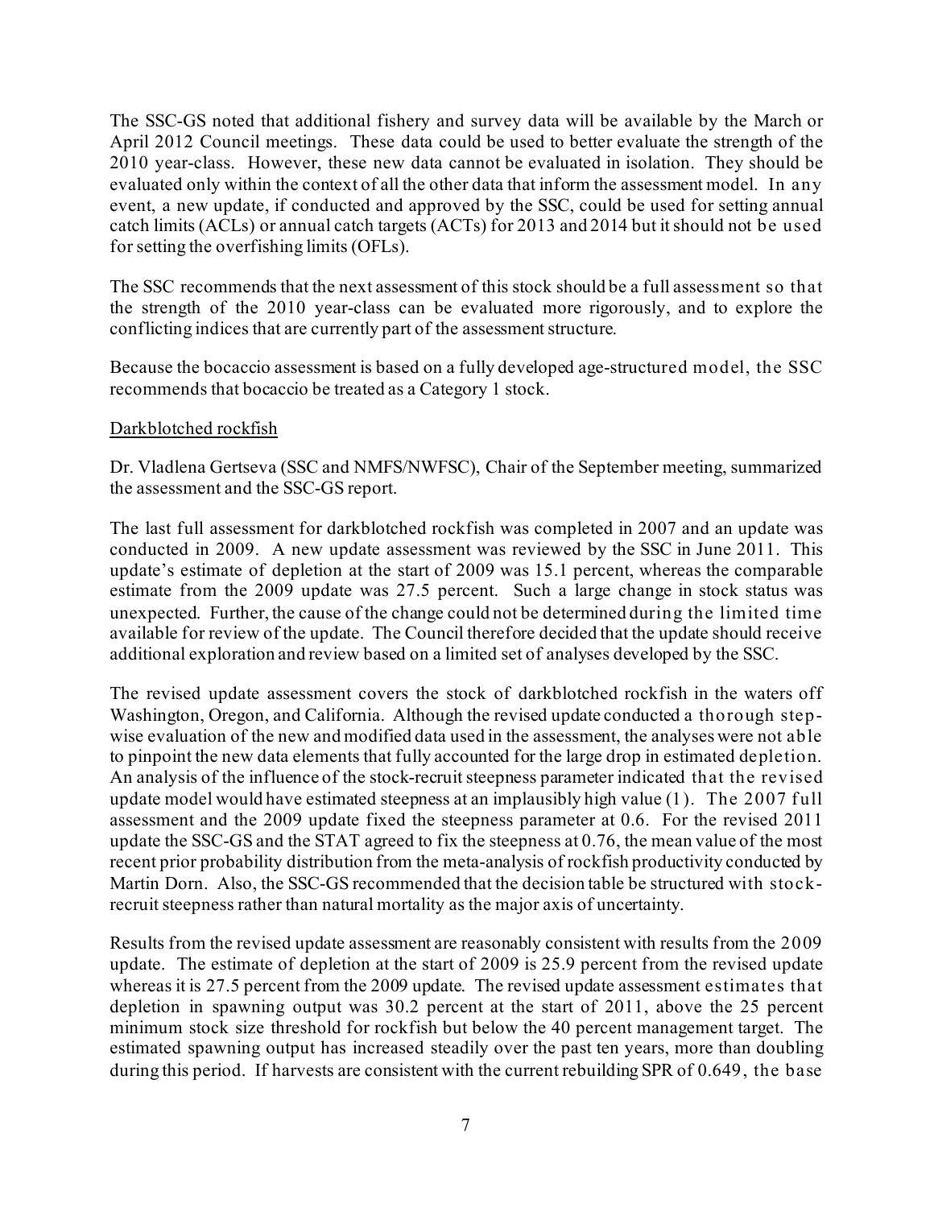The SSC-GS noted that additional fishery and survey data will be available by the March or April 2012 Council meetings. These data could be used to better evaluate the strength of the 2010 year-class. However, these new data cannot be evaluated in isolation. They should be evaluated only within the context of all the other data that inform the assessment model. In any event, a new update, if conducted and approved by the SSC, could be used for setting annual catch limits (ACLs) or annual catch targets (ACTs) for 2013 and 2014 but it should not be used for setting the overfishing limits (OFLs).

The SSC recommends that the next assessment of this stock should be a full assessment so that the strength of the 2010 year-class can be evaluated more rigorously, and to explore the conflicting indices that are currently part of the assessment structure.

Because the bocaccio assessment is based on a fully developed age-structured model, the SSC recommends that bocaccio be treated as a Category 1 stock.

Darkblotched rockfish

Dr. Vladlena Gertseva (SSC and NMFS/NWFSC), Chair of the September meeting, summarized the assessment and the SSC-GS report.

The last full assessment for darkblotched rockfish was completed in 2007 and an update was conducted in 2009. A new update assessment was reviewed by the SSC in June 2011. This update's estimate of depletion at the start of 2009 was 15.1 percent, whereas the comparable estimate from the 2009 update was 27.5 percent. Such a large change in stock status was unexpected. Further, the cause of the change could not be determined during the limited time available for review of the update. The Council therefore decided that the update should receive additional exploration and review based on a limited set of analyses developed by the SSC.

The revised update assessment covers the stock of darkblotched rockfish in the waters off Washington, Oregon, and California. Although the revised update conducted a thorough step-wise evaluation of the new and modified data used in the assessment, the analyses were not able to pinpoint the new data elements that fully accounted for the large drop in estimated depletion. An analysis of the influence of the stock-recruit steepness parameter indicated that the revised update model would have estimated steepness at an implausibly high value (1). The 2007 full assessment and the 2009 update fixed the steepness parameter at 0.6. For the revised 2011 update the SSC-GS and the STAT agreed to fix the steepness at 0.76, the mean value of the most recent prior probability distribution from the meta-analysis of rockfish productivity conducted by Martin Dorn. Also, the SSC-GS recommended that the decision table be structured with stock-recruit steepness rather than natural mortality as the major axis of uncertainty.

Results from the revised update assessment are reasonably consistent with results from the 2009 update. The estimate of depletion at the start of 2009 is 25.9 percent from the revised update whereas it is 27.5 percent from the 2009 update. The revised update assessment estimates that depletion in spawning output was 30.2 percent at the start of 2011, above the 25 percent minimum stock size threshold for rockfish but below the 40 percent management target. The estimated spawning output has increased steadily over the past ten years, more than doubling during this period. If harvests are consistent with the current rebuilding SPR of 0.649, the base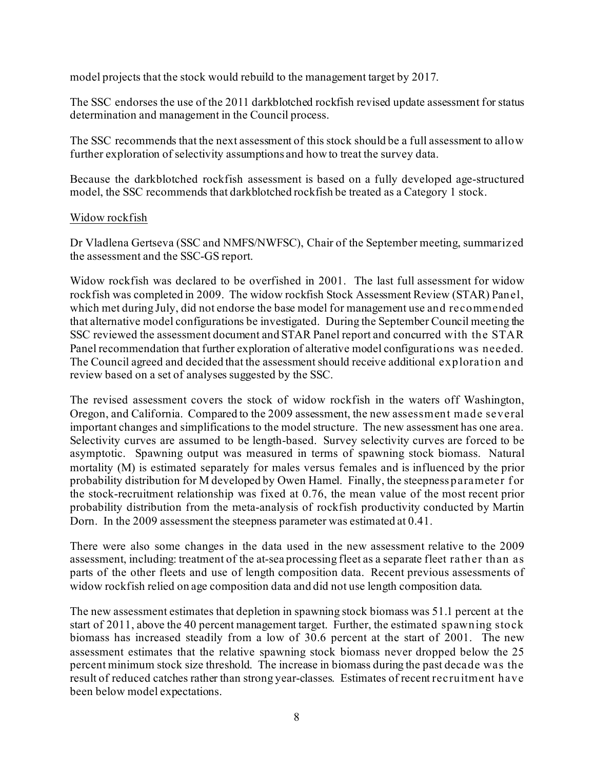model projects that the stock would rebuild to the management target by 2017.

The SSC endorses the use of the 2011 darkblotched rockfish revised update assessment for status determination and management in the Council process.

The SSC recommends that the next assessment of this stock should be a full assessment to allow further exploration of selectivity assumptions and how to treat the survey data.

Because the darkblotched rockfish assessment is based on a fully developed age-structured model, the SSC recommends that darkblotched rockfish be treated as a Category 1 stock.

Widow rockfish

Dr Vladlena Gertseva (SSC and NMFS/NWFSC), Chair of the September meeting, summarized the assessment and the SSC-GS report.

Widow rockfish was declared to be overfished in 2001. The last full assessment for widow rockfish was completed in 2009. The widow rockfish Stock Assessment Review (STAR) Panel, which met during July, did not endorse the base model for management use and recommended that alternative model configurations be investigated. During the September Council meeting the SSC reviewed the assessment document and STAR Panel report and concurred with the STAR Panel recommendation that further exploration of alterative model configurations was needed. The Council agreed and decided that the assessment should receive additional exploration and review based on a set of analyses suggested by the SSC.

The revised assessment covers the stock of widow rockfish in the waters off Washington, Oregon, and California. Compared to the 2009 assessment, the new assessment made several important changes and simplifications to the model structure. The new assessment has one area. Selectivity curves are assumed to be length-based. Survey selectivity curves are forced to be asymptotic. Spawning output was measured in terms of spawning stock biomass. Natural mortality (M) is estimated separately for males versus females and is influenced by the prior probability distribution for M developed by Owen Hamel. Finally, the steepness parameter for the stock-recruitment relationship was fixed at 0.76, the mean value of the most recent prior probability distribution from the meta-analysis of rockfish productivity conducted by Martin Dorn. In the 2009 assessment the steepness parameter was estimated at 0.41.

There were also some changes in the data used in the new assessment relative to the 2009 assessment, including: treatment of the at-sea processing fleet as a separate fleet rather than as parts of the other fleets and use of length composition data. Recent previous assessments of widow rockfish relied on age composition data and did not use length composition data.

The new assessment estimates that depletion in spawning stock biomass was 51.1 percent at the start of 2011, above the 40 percent management target. Further, the estimated spawning stock biomass has increased steadily from a low of 30.6 percent at the start of 2001. The new assessment estimates that the relative spawning stock biomass never dropped below the 25 percent minimum stock size threshold. The increase in biomass during the past decade was the result of reduced catches rather than strong year-classes. Estimates of recent recruitment have been below model expectations.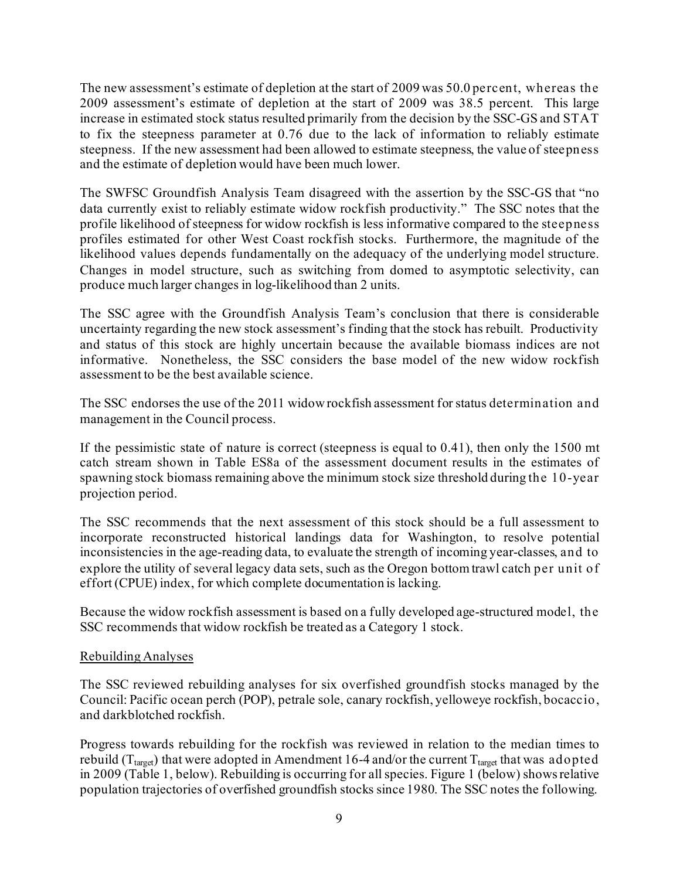The new assessment's estimate of depletion at the start of 2009 was 50.0 percent, whereas the 2009 assessment's estimate of depletion at the start of 2009 was 38.5 percent. This large increase in estimated stock status resulted primarily from the decision by the SSC-GS and STAT to fix the steepness parameter at 0.76 due to the lack of information to reliably estimate steepness. If the new assessment had been allowed to estimate steepness, the value of steepness and the estimate of depletion would have been much lower.

The SWFSC Groundfish Analysis Team disagreed with the assertion by the SSC-GS that "no data currently exist to reliably estimate widow rockfish productivity." The SSC notes that the profile likelihood of steepness for widow rockfish is less informative compared to the steepness profiles estimated for other West Coast rockfish stocks. Furthermore, the magnitude of the likelihood values depends fundamentally on the adequacy of the underlying model structure. Changes in model structure, such as switching from domed to asymptotic selectivity, can produce much larger changes in log-likelihood than 2 units.

The SSC agree with the Groundfish Analysis Team's conclusion that there is considerable uncertainty regarding the new stock assessment's finding that the stock has rebuilt. Productivity and status of this stock are highly uncertain because the available biomass indices are not informative. Nonetheless, the SSC considers the base model of the new widow rockfish assessment to be the best available science.

The SSC endorses the use of the 2011 widow rockfish assessment for status determination and management in the Council process.

If the pessimistic state of nature is correct (steepness is equal to 0.41), then only the 1500 mt catch stream shown in Table ES8a of the assessment document results in the estimates of spawning stock biomass remaining above the minimum stock size threshold during the 10-year projection period.

The SSC recommends that the next assessment of this stock should be a full assessment to incorporate reconstructed historical landings data for Washington, to resolve potential inconsistencies in the age-reading data, to evaluate the strength of incoming year-classes, and to explore the utility of several legacy data sets, such as the Oregon bottom trawl catch per unit of effort (CPUE) index, for which complete documentation is lacking.

Because the widow rockfish assessment is based on a fully developed age-structured model, the SSC recommends that widow rockfish be treated as a Category 1 stock.

Rebuilding Analyses

The SSC reviewed rebuilding analyses for six overfished groundfish stocks managed by the Council: Pacific ocean perch (POP), petrale sole, canary rockfish, yelloweye rockfish, bocaccio, and darkblotched rockfish.

Progress towards rebuilding for the rockfish was reviewed in relation to the median times to rebuild ($T_{target}$) that were adopted in Amendment 16-4 and/or the current $T_{target}$ that was adopted in 2009 (Table 1, below). Rebuilding is occurring for all species. Figure 1 (below) shows relative population trajectories of overfished groundfish stocks since 1980. The SSC notes the following.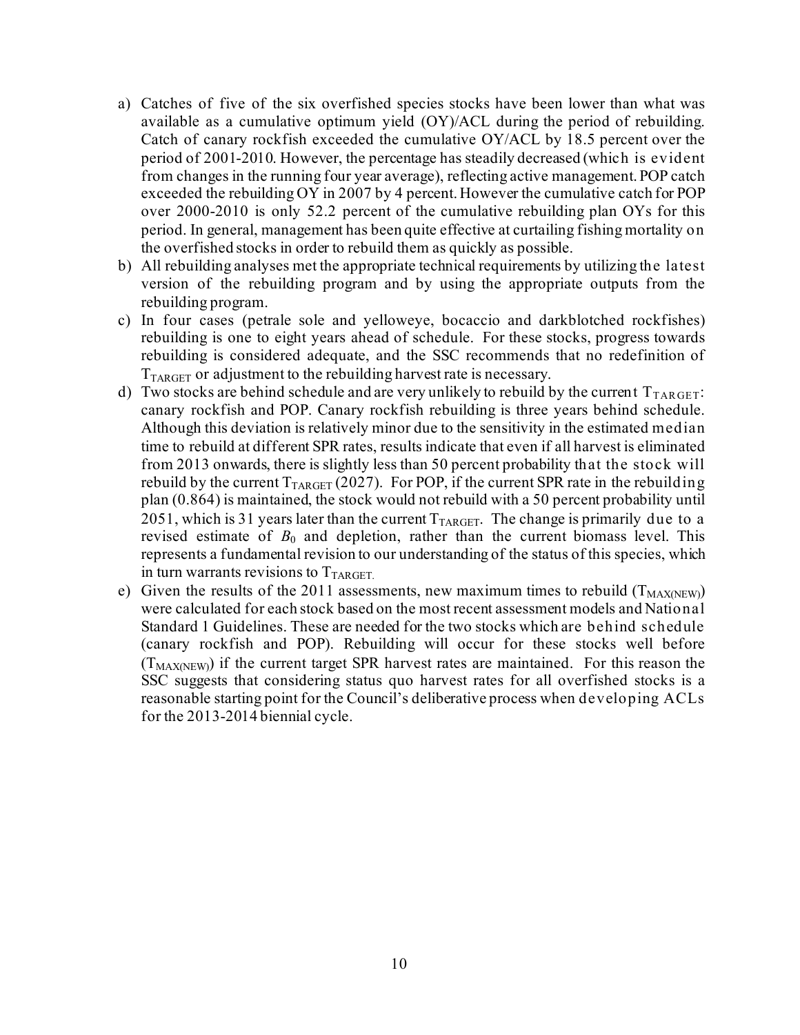a) Catches of five of the six overfished species stocks have been lower than what was available as a cumulative optimum yield (OY)/ACL during the period of rebuilding. Catch of canary rockfish exceeded the cumulative OY/ACL by 18.5 percent over the period of 2001-2010. However, the percentage has steadily decreased (which is evident from changes in the running four year average), reflecting active management. POP catch exceeded the rebuilding OY in 2007 by 4 percent. However the cumulative catch for POP over 2000-2010 is only 52.2 percent of the cumulative rebuilding plan OYs for this period. In general, management has been quite effective at curtailing fishing mortality on the overfished stocks in order to rebuild them as quickly as possible.
b) All rebuilding analyses met the appropriate technical requirements by utilizing the latest version of the rebuilding program and by using the appropriate outputs from the rebuilding program.
c) In four cases (petrale sole and yelloweye, bocaccio and darkblotched rockfishes) rebuilding is one to eight years ahead of schedule. For these stocks, progress towards rebuilding is considered adequate, and the SSC recommends that no redefinition of $T_{TARGET}$ or adjustment to the rebuilding harvest rate is necessary.
d) Two stocks are behind schedule and are very unlikely to rebuild by the current $T_{TARGET}$: canary rockfish and POP. Canary rockfish rebuilding is three years behind schedule. Although this deviation is relatively minor due to the sensitivity in the estimated median time to rebuild at different SPR rates, results indicate that even if all harvest is eliminated from 2013 onwards, there is slightly less than 50 percent probability that the stock will rebuild by the current $T_{TARGET}$ (2027). For POP, if the current SPR rate in the rebuilding plan (0.864) is maintained, the stock would not rebuild with a 50 percent probability until 2051, which is 31 years later than the current $T_{TARGET}$. The change is primarily due to a revised estimate of $B_0$ and depletion, rather than the current biomass level. This represents a fundamental revision to our understanding of the status of this species, which in turn warrants revisions to $T_{TARGET.}$
e) Given the results of the 2011 assessments, new maximum times to rebuild ($T_{MAX(NEW)}$) were calculated for each stock based on the most recent assessment models and National Standard 1 Guidelines. These are needed for the two stocks which are behind schedule (canary rockfish and POP). Rebuilding will occur for these stocks well before ($T_{MAX(NEW)}$) if the current target SPR harvest rates are maintained. For this reason the SSC suggests that considering status quo harvest rates for all overfished stocks is a reasonable starting point for the Council's deliberative process when developing ACLs for the 2013-2014 biennial cycle.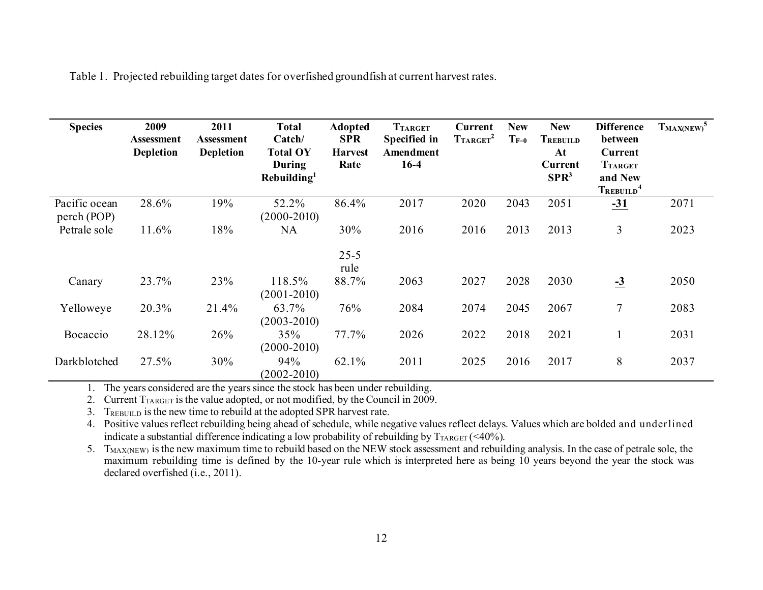Table 1. Projected rebuilding target dates for overfished groundfish at current harvest rates.

| Species | 2009 Assessment Depletion | 2011 Assessment Depletion | Total Catch/ Total OY During Rebuilding[1] | Adopted SPR Harvest Rate | $T_{TARGET}$ Specified in Amendment 16-4 | Current $T_{TARGET}$[2] | New $T_{F=0}$ | New $T_{REBUILD}$ At Current SPR[3] | Difference between Current $T_{TARGET}$ and New $T_{REBUILD}$[4] | $T_{MAX(NEW)}$[5] |
|---|---|---|---|---|---|---|---|---|---|---|
| Pacific ocean perch (POP) | 28.6% | 19% | 52.2% (2000-2010) | 86.4% | 2017 | 2020 | 2043 | 2051 | **-31** | 2071 |
| Petrale sole | 11.6% | 18% | NA | 30% 25-5 rule | 2016 | 2016 | 2013 | 2013 | 3 | 2023 |
| Canary | 23.7% | 23% | 118.5% (2001-2010) | 88.7% | 2063 | 2027 | 2028 | 2030 | **-3** | 2050 |
| Yelloweye | 20.3% | 21.4% | 63.7% (2003-2010) | 76% | 2084 | 2074 | 2045 | 2067 | 7 | 2083 |
| Bocaccio | 28.12% | 26% | 35% (2000-2010) | 77.7% | 2026 | 2022 | 2018 | 2021 | 1 | 2031 |
| Darkblotched | 27.5% | 30% | 94% (2002-2010) | 62.1% | 2011 | 2025 | 2016 | 2017 | 8 | 2037 |

1. The years considered are the years since the stock has been under rebuilding.
2. Current $T_{TARGET}$ is the value adopted, or not modified, by the Council in 2009.
3. $T_{REBUILD}$ is the new time to rebuild at the adopted SPR harvest rate.
4. Positive values reflect rebuilding being ahead of schedule, while negative values reflect delays. Values which are bolded and underlined indicate a substantial difference indicating a low probability of rebuilding by $T_{TARGET}$ (<40%).
5. $T_{MAX(NEW)}$ is the new maximum time to rebuild based on the NEW stock assessment and rebuilding analysis. In the case of petrale sole, the maximum rebuilding time is defined by the 10-year rule which is interpreted here as being 10 years beyond the year the stock was declared overfished (i.e., 2011).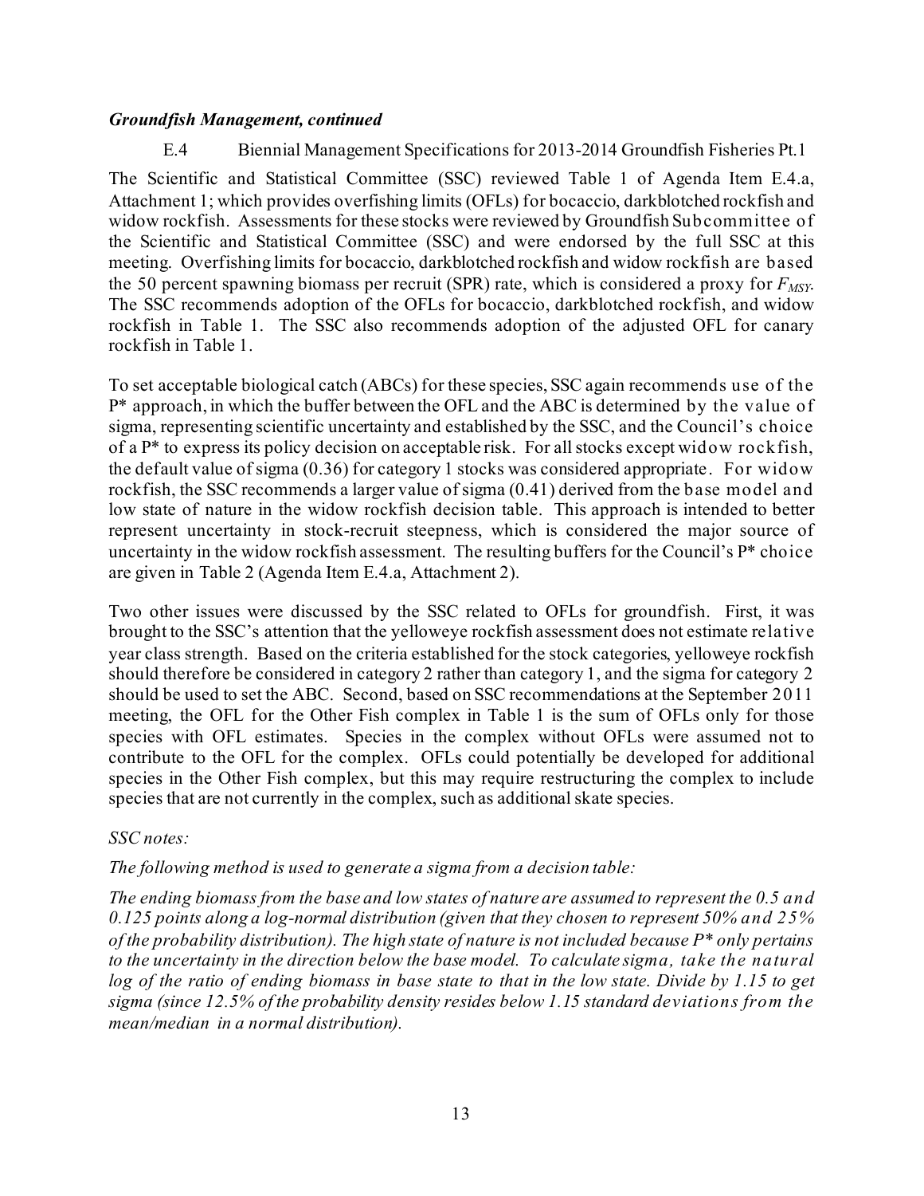***Groundfish Management, continued***

E.4 Biennial Management Specifications for 2013-2014 Groundfish Fisheries Pt.1

The Scientific and Statistical Committee (SSC) reviewed Table 1 of Agenda Item E.4.a, Attachment 1; which provides overfishing limits (OFLs) for bocaccio, darkblotched rockfish and widow rockfish. Assessments for these stocks were reviewed by Groundfish Subcommittee of the Scientific and Statistical Committee (SSC) and were endorsed by the full SSC at this meeting. Overfishing limits for bocaccio, darkblotched rockfish and widow rockfish are based the 50 percent spawning biomass per recruit (SPR) rate, which is considered a proxy for $F_{MSY}$. The SSC recommends adoption of the OFLs for bocaccio, darkblotched rockfish, and widow rockfish in Table 1. The SSC also recommends adoption of the adjusted OFL for canary rockfish in Table 1.

To set acceptable biological catch (ABCs) for these species, SSC again recommends use of the P* approach, in which the buffer between the OFL and the ABC is determined by the value of sigma, representing scientific uncertainty and established by the SSC, and the Council's choice of a P* to express its policy decision on acceptable risk. For all stocks except widow rockfish, the default value of sigma (0.36) for category 1 stocks was considered appropriate. For widow rockfish, the SSC recommends a larger value of sigma (0.41) derived from the base model and low state of nature in the widow rockfish decision table. This approach is intended to better represent uncertainty in stock-recruit steepness, which is considered the major source of uncertainty in the widow rockfish assessment. The resulting buffers for the Council's P* choice are given in Table 2 (Agenda Item E.4.a, Attachment 2).

Two other issues were discussed by the SSC related to OFLs for groundfish. First, it was brought to the SSC's attention that the yelloweye rockfish assessment does not estimate relative year class strength. Based on the criteria established for the stock categories, yelloweye rockfish should therefore be considered in category 2 rather than category 1, and the sigma for category 2 should be used to set the ABC. Second, based on SSC recommendations at the September 2011 meeting, the OFL for the Other Fish complex in Table 1 is the sum of OFLs only for those species with OFL estimates. Species in the complex without OFLs were assumed not to contribute to the OFL for the complex. OFLs could potentially be developed for additional species in the Other Fish complex, but this may require restructuring the complex to include species that are not currently in the complex, such as additional skate species.

*SSC notes:*

*The following method is used to generate a sigma from a decision table:*

*The ending biomass from the base and low states of nature are assumed to represent the 0.5 and 0.125 points along a log-normal distribution (given that they chosen to represent 50% and 25% of the probability distribution). The high state of nature is not included because P* only pertains to the uncertainty in the direction below the base model. To calculate sigma, take the natural log of the ratio of ending biomass in base state to that in the low state. Divide by 1.15 to get sigma (since 12.5% of the probability density resides below 1.15 standard deviations from the mean/median in a normal distribution).*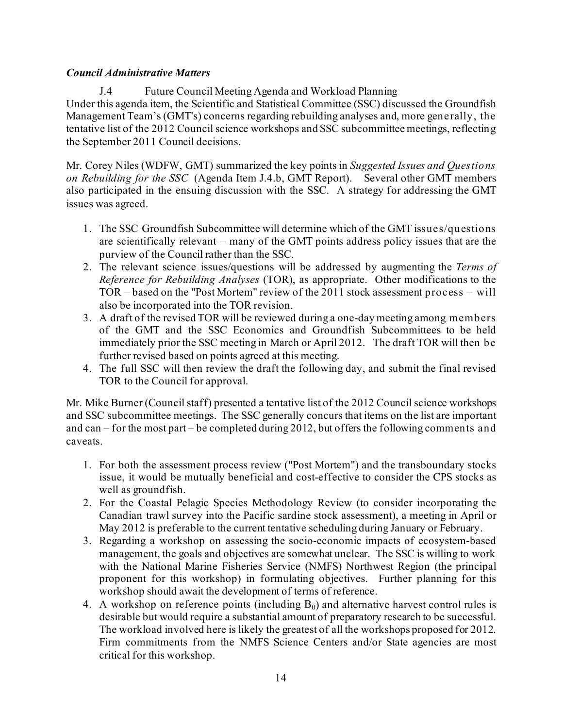***Council Administrative Matters***

J.4 Future Council Meeting Agenda and Workload Planning

Under this agenda item, the Scientific and Statistical Committee (SSC) discussed the Groundfish Management Team's (GMT's) concerns regarding rebuilding analyses and, more generally, the tentative list of the 2012 Council science workshops and SSC subcommittee meetings, reflecting the September 2011 Council decisions.

Mr. Corey Niles (WDFW, GMT) summarized the key points in *Suggested Issues and Questions on Rebuilding for the SSC* (Agenda Item J.4.b, GMT Report). Several other GMT members also participated in the ensuing discussion with the SSC. A strategy for addressing the GMT issues was agreed.

1. The SSC Groundfish Subcommittee will determine which of the GMT issues/questions are scientifically relevant – many of the GMT points address policy issues that are the purview of the Council rather than the SSC.
2. The relevant science issues/questions will be addressed by augmenting the *Terms of Reference for Rebuilding Analyses* (TOR), as appropriate. Other modifications to the TOR – based on the "Post Mortem" review of the 2011 stock assessment process – will also be incorporated into the TOR revision.
3. A draft of the revised TOR will be reviewed during a one-day meeting among members of the GMT and the SSC Economics and Groundfish Subcommittees to be held immediately prior the SSC meeting in March or April 2012. The draft TOR will then be further revised based on points agreed at this meeting.
4. The full SSC will then review the draft the following day, and submit the final revised TOR to the Council for approval.

Mr. Mike Burner (Council staff) presented a tentative list of the 2012 Council science workshops and SSC subcommittee meetings. The SSC generally concurs that items on the list are important and can – for the most part – be completed during 2012, but offers the following comments and caveats.

1. For both the assessment process review ("Post Mortem") and the transboundary stocks issue, it would be mutually beneficial and cost-effective to consider the CPS stocks as well as groundfish.
2. For the Coastal Pelagic Species Methodology Review (to consider incorporating the Canadian trawl survey into the Pacific sardine stock assessment), a meeting in April or May 2012 is preferable to the current tentative scheduling during January or February.
3. Regarding a workshop on assessing the socio-economic impacts of ecosystem-based management, the goals and objectives are somewhat unclear. The SSC is willing to work with the National Marine Fisheries Service (NMFS) Northwest Region (the principal proponent for this workshop) in formulating objectives. Further planning for this workshop should await the development of terms of reference.
4. A workshop on reference points (including $B_0$) and alternative harvest control rules is desirable but would require a substantial amount of preparatory research to be successful. The workload involved here is likely the greatest of all the workshops proposed for 2012. Firm commitments from the NMFS Science Centers and/or State agencies are most critical for this workshop.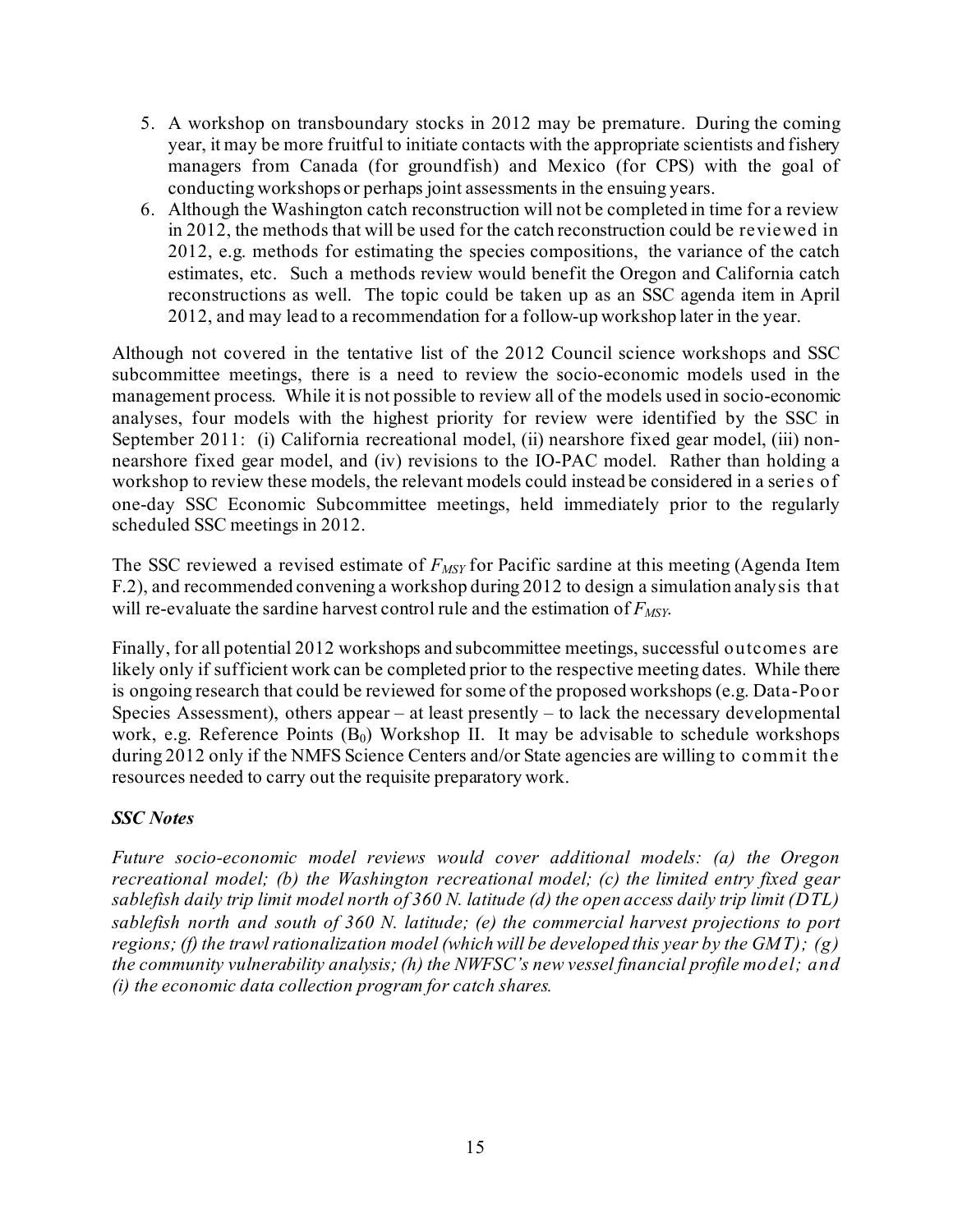5. A workshop on transboundary stocks in 2012 may be premature. During the coming year, it may be more fruitful to initiate contacts with the appropriate scientists and fishery managers from Canada (for groundfish) and Mexico (for CPS) with the goal of conducting workshops or perhaps joint assessments in the ensuing years.
6. Although the Washington catch reconstruction will not be completed in time for a review in 2012, the methods that will be used for the catch reconstruction could be reviewed in 2012, e.g. methods for estimating the species compositions, the variance of the catch estimates, etc. Such a methods review would benefit the Oregon and California catch reconstructions as well. The topic could be taken up as an SSC agenda item in April 2012, and may lead to a recommendation for a follow-up workshop later in the year.

Although not covered in the tentative list of the 2012 Council science workshops and SSC subcommittee meetings, there is a need to review the socio-economic models used in the management process. While it is not possible to review all of the models used in socio-economic analyses, four models with the highest priority for review were identified by the SSC in September 2011: (i) California recreational model, (ii) nearshore fixed gear model, (iii) non-nearshore fixed gear model, and (iv) revisions to the IO-PAC model. Rather than holding a workshop to review these models, the relevant models could instead be considered in a series of one-day SSC Economic Subcommittee meetings, held immediately prior to the regularly scheduled SSC meetings in 2012.

The SSC reviewed a revised estimate of $F_{MSY}$ for Pacific sardine at this meeting (Agenda Item F.2), and recommended convening a workshop during 2012 to design a simulation analysis that will re-evaluate the sardine harvest control rule and the estimation of $F_{MSY}$.

Finally, for all potential 2012 workshops and subcommittee meetings, successful outcomes are likely only if sufficient work can be completed prior to the respective meeting dates. While there is ongoing research that could be reviewed for some of the proposed workshops (e.g. Data-Poor Species Assessment), others appear – at least presently – to lack the necessary developmental work, e.g. Reference Points ($B_0$) Workshop II. It may be advisable to schedule workshops during 2012 only if the NMFS Science Centers and/or State agencies are willing to commit the resources needed to carry out the requisite preparatory work.

### *SSC Notes*

*Future socio-economic model reviews would cover additional models: (a) the Oregon recreational model; (b) the Washington recreational model; (c) the limited entry fixed gear sablefish daily trip limit model north of 360 N. latitude (d) the open access daily trip limit (DTL) sablefish north and south of 360 N. latitude; (e) the commercial harvest projections to port regions; (f) the trawl rationalization model (which will be developed this year by the GMT); (g) the community vulnerability analysis; (h) the NWFSC's new vessel financial profile model; and (i) the economic data collection program for catch shares.*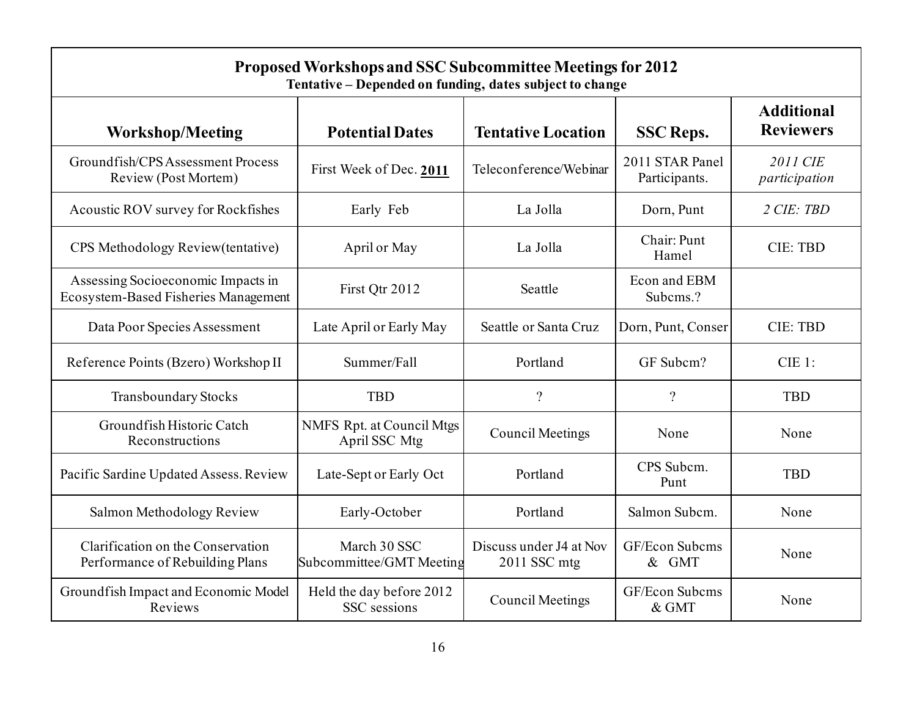| **Proposed Workshops and SSC Subcommittee Meetings for 2012**<br>**Tentative – Depended on funding, dates subject to change** | | | | |
|---|---|---|---|---|
| **Workshop/Meeting** | **Potential Dates** | **Tentative Location** | **SSC Reps.** | **Additional Reviewers** |
| Groundfish/CPS Assessment Process Review (Post Mortem) | First Week of Dec. **2011** | Teleconference/Webinar | 2011 STAR Panel Participants. | *2011 CIE participation* |
| Acoustic ROV survey for Rockfishes | Early Feb | La Jolla | Dorn, Punt | *2 CIE: TBD* |
| CPS Methodology Review(tentative) | April or May | La Jolla | Chair: Punt Hamel | CIE: TBD |
| Assessing Socioeconomic Impacts in Ecosystem-Based Fisheries Management | First Qtr 2012 | Seattle | Econ and EBM Subcms.? | |
| Data Poor Species Assessment | Late April or Early May | Seattle or Santa Cruz | Dorn, Punt, Conser | CIE: TBD |
| Reference Points (Bzero) Workshop II | Summer/Fall | Portland | GF Subcm? | CIE 1: |
| Transboundary Stocks | TBD | ? | ? | TBD |
| Groundfish Historic Catch Reconstructions | NMFS Rpt. at Council Mtgs April SSC Mtg | Council Meetings | None | None |
| Pacific Sardine Updated Assess. Review | Late-Sept or Early Oct | Portland | CPS Subcm. Punt | TBD |
| Salmon Methodology Review | Early-October | Portland | Salmon Subcm. | None |
| Clarification on the Conservation Performance of Rebuilding Plans | March 30 SSC Subcommittee/GMT Meeting | Discuss under J4 at Nov 2011 SSC mtg | GF/Econ Subcms & GMT | None |
| Groundfish Impact and Economic Model Reviews | Held the day before 2012 SSC sessions | Council Meetings | GF/Econ Subcms & GMT | None |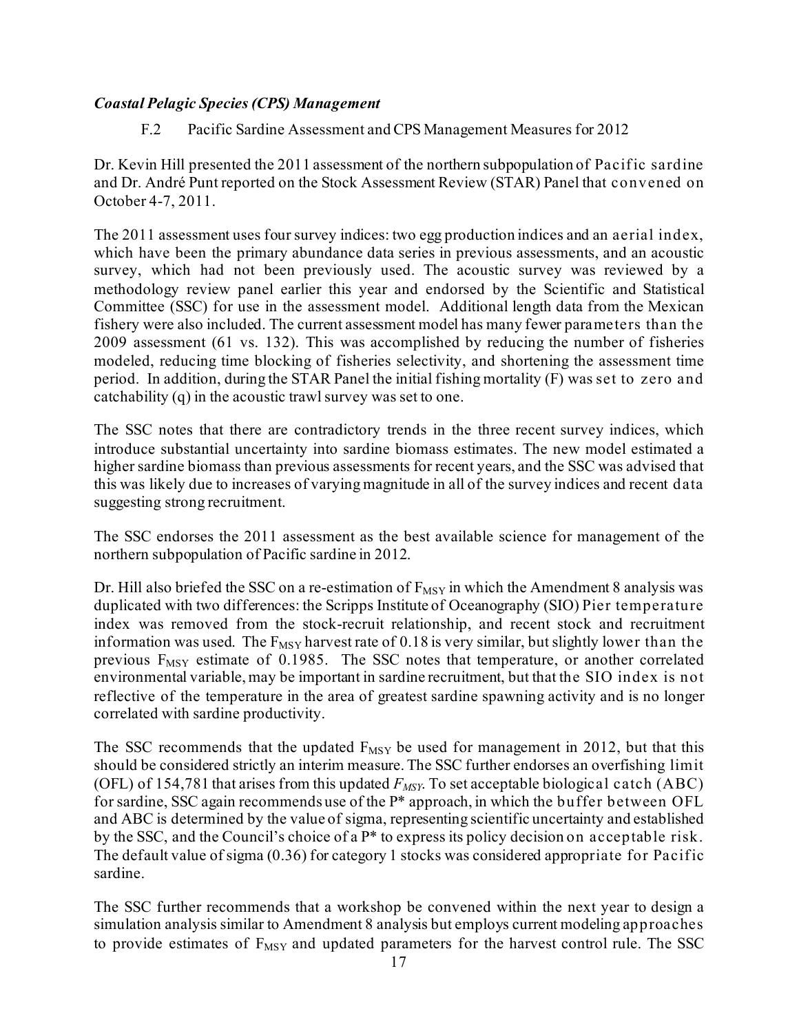### *Coastal Pelagic Species (CPS) Management*

F.2 Pacific Sardine Assessment and CPS Management Measures for 2012

Dr. Kevin Hill presented the 2011 assessment of the northern subpopulation of Pacific sardine and Dr. André Punt reported on the Stock Assessment Review (STAR) Panel that convened on October 4-7, 2011.

The 2011 assessment uses four survey indices: two egg production indices and an aerial index, which have been the primary abundance data series in previous assessments, and an acoustic survey, which had not been previously used. The acoustic survey was reviewed by a methodology review panel earlier this year and endorsed by the Scientific and Statistical Committee (SSC) for use in the assessment model. Additional length data from the Mexican fishery were also included. The current assessment model has many fewer parameters than the 2009 assessment (61 vs. 132). This was accomplished by reducing the number of fisheries modeled, reducing time blocking of fisheries selectivity, and shortening the assessment time period. In addition, during the STAR Panel the initial fishing mortality (F) was set to zero and catchability (q) in the acoustic trawl survey was set to one.

The SSC notes that there are contradictory trends in the three recent survey indices, which introduce substantial uncertainty into sardine biomass estimates. The new model estimated a higher sardine biomass than previous assessments for recent years, and the SSC was advised that this was likely due to increases of varying magnitude in all of the survey indices and recent data suggesting strong recruitment.

The SSC endorses the 2011 assessment as the best available science for management of the northern subpopulation of Pacific sardine in 2012.

Dr. Hill also briefed the SSC on a re-estimation of $F_{MSY}$ in which the Amendment 8 analysis was duplicated with two differences: the Scripps Institute of Oceanography (SIO) Pier temperature index was removed from the stock-recruit relationship, and recent stock and recruitment information was used. The $F_{MSY}$ harvest rate of 0.18 is very similar, but slightly lower than the previous $F_{MSY}$ estimate of 0.1985. The SSC notes that temperature, or another correlated environmental variable, may be important in sardine recruitment, but that the SIO index is not reflective of the temperature in the area of greatest sardine spawning activity and is no longer correlated with sardine productivity.

The SSC recommends that the updated $F_{MSY}$ be used for management in 2012, but that this should be considered strictly an interim measure. The SSC further endorses an overfishing limit (OFL) of 154,781 that arises from this updated $F_{MSY}$. To set acceptable biological catch (ABC) for sardine, SSC again recommends use of the P* approach, in which the buffer between OFL and ABC is determined by the value of sigma, representing scientific uncertainty and established by the SSC, and the Council's choice of a P* to express its policy decision on acceptable risk. The default value of sigma (0.36) for category 1 stocks was considered appropriate for Pacific sardine.

The SSC further recommends that a workshop be convened within the next year to design a simulation analysis similar to Amendment 8 analysis but employs current modeling approaches to provide estimates of $F_{MSY}$ and updated parameters for the harvest control rule. The SSC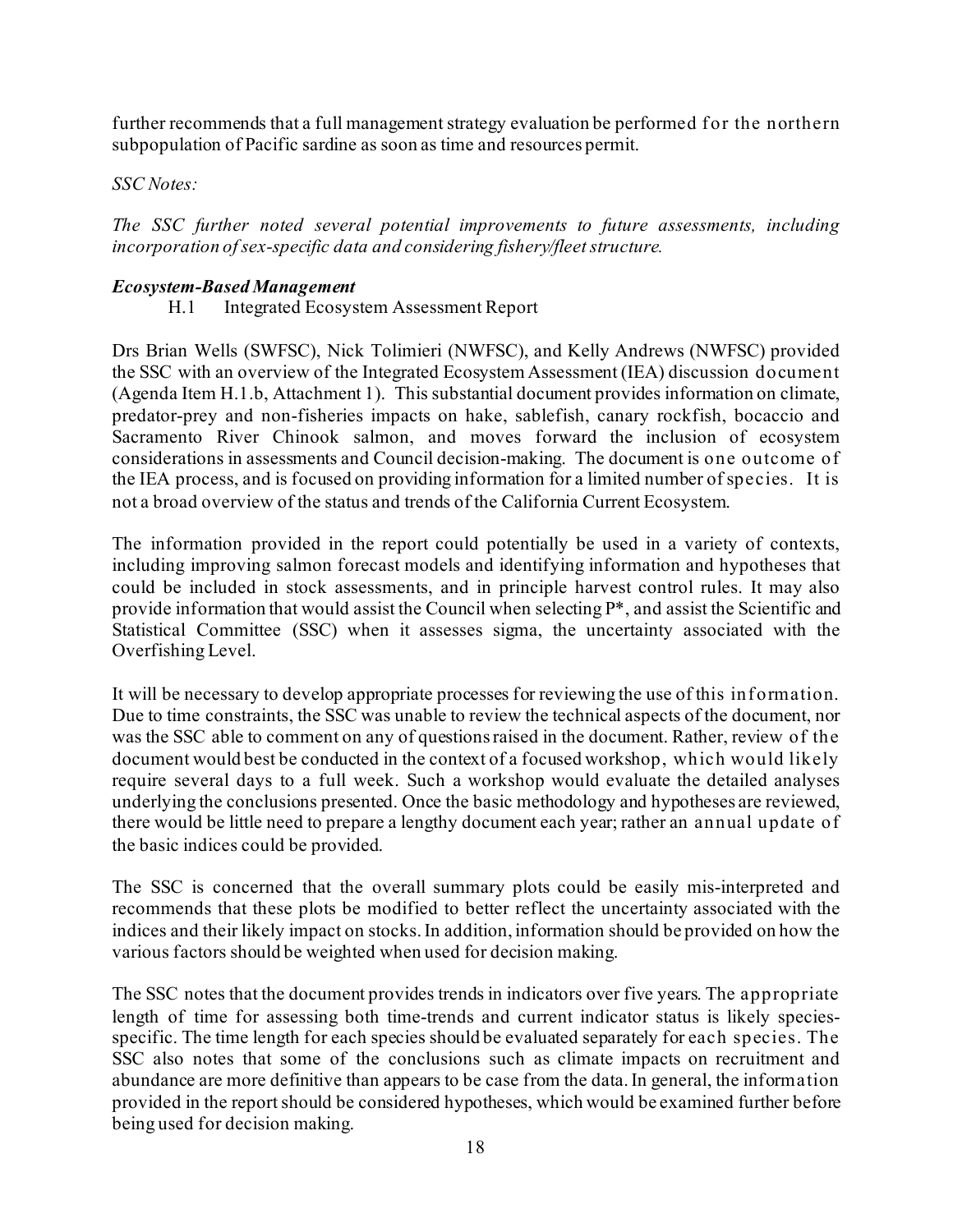further recommends that a full management strategy evaluation be performed for the northern subpopulation of Pacific sardine as soon as time and resources permit.

*SSC Notes:*

*The SSC further noted several potential improvements to future assessments, including incorporation of sex-specific data and considering fishery/fleet structure.*

***Ecosystem-Based Management***

H.1 Integrated Ecosystem Assessment Report

Drs Brian Wells (SWFSC), Nick Tolimieri (NWFSC), and Kelly Andrews (NWFSC) provided the SSC with an overview of the Integrated Ecosystem Assessment (IEA) discussion document (Agenda Item H.1.b, Attachment 1). This substantial document provides information on climate, predator-prey and non-fisheries impacts on hake, sablefish, canary rockfish, bocaccio and Sacramento River Chinook salmon, and moves forward the inclusion of ecosystem considerations in assessments and Council decision-making. The document is one outcome of the IEA process, and is focused on providing information for a limited number of species. It is not a broad overview of the status and trends of the California Current Ecosystem.

The information provided in the report could potentially be used in a variety of contexts, including improving salmon forecast models and identifying information and hypotheses that could be included in stock assessments, and in principle harvest control rules. It may also provide information that would assist the Council when selecting P*, and assist the Scientific and Statistical Committee (SSC) when it assesses sigma, the uncertainty associated with the Overfishing Level.

It will be necessary to develop appropriate processes for reviewing the use of this information. Due to time constraints, the SSC was unable to review the technical aspects of the document, nor was the SSC able to comment on any of questions raised in the document. Rather, review of the document would best be conducted in the context of a focused workshop, which would likely require several days to a full week. Such a workshop would evaluate the detailed analyses underlying the conclusions presented. Once the basic methodology and hypotheses are reviewed, there would be little need to prepare a lengthy document each year; rather an annual update of the basic indices could be provided.

The SSC is concerned that the overall summary plots could be easily mis-interpreted and recommends that these plots be modified to better reflect the uncertainty associated with the indices and their likely impact on stocks. In addition, information should be provided on how the various factors should be weighted when used for decision making.

The SSC notes that the document provides trends in indicators over five years. The appropriate length of time for assessing both time-trends and current indicator status is likely species-specific. The time length for each species should be evaluated separately for each species. The SSC also notes that some of the conclusions such as climate impacts on recruitment and abundance are more definitive than appears to be case from the data. In general, the information provided in the report should be considered hypotheses, which would be examined further before being used for decision making.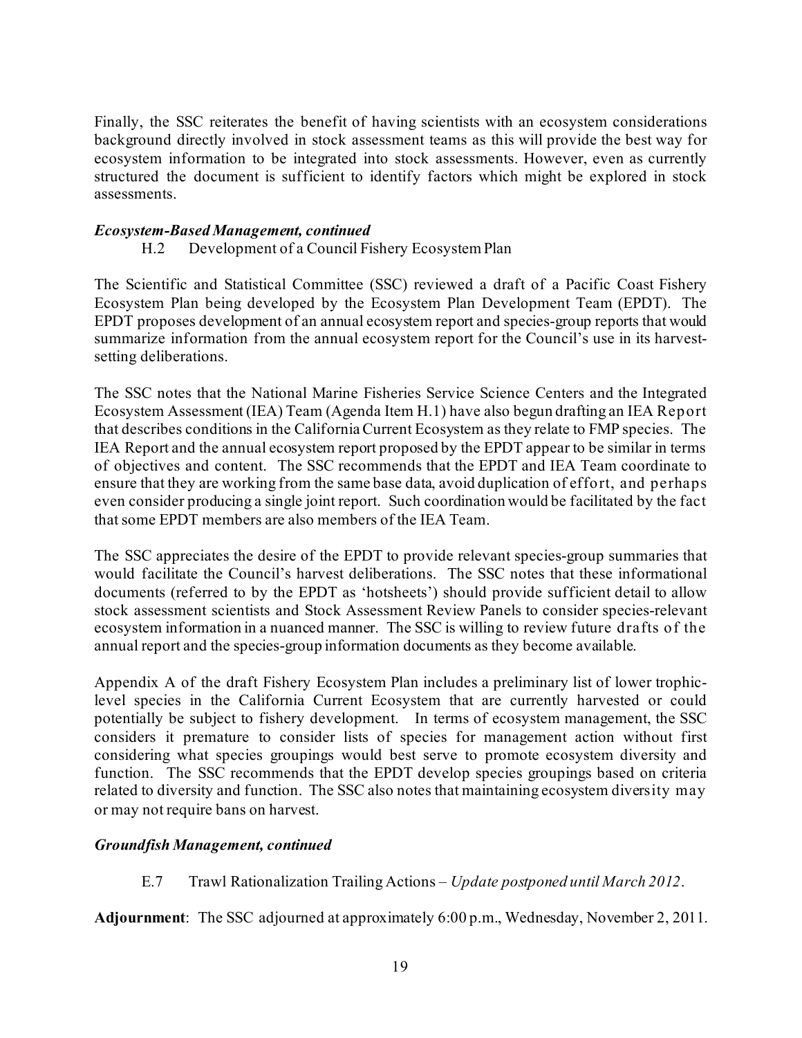Finally, the SSC reiterates the benefit of having scientists with an ecosystem considerations background directly involved in stock assessment teams as this will provide the best way for ecosystem information to be integrated into stock assessments. However, even as currently structured the document is sufficient to identify factors which might be explored in stock assessments.

***Ecosystem-Based Management, continued***

H.2 Development of a Council Fishery Ecosystem Plan

The Scientific and Statistical Committee (SSC) reviewed a draft of a Pacific Coast Fishery Ecosystem Plan being developed by the Ecosystem Plan Development Team (EPDT). The EPDT proposes development of an annual ecosystem report and species-group reports that would summarize information from the annual ecosystem report for the Council's use in its harvest-setting deliberations.

The SSC notes that the National Marine Fisheries Service Science Centers and the Integrated Ecosystem Assessment (IEA) Team (Agenda Item H.1) have also begun drafting an IEA Report that describes conditions in the California Current Ecosystem as they relate to FMP species. The IEA Report and the annual ecosystem report proposed by the EPDT appear to be similar in terms of objectives and content. The SSC recommends that the EPDT and IEA Team coordinate to ensure that they are working from the same base data, avoid duplication of effort, and perhaps even consider producing a single joint report. Such coordination would be facilitated by the fact that some EPDT members are also members of the IEA Team.

The SSC appreciates the desire of the EPDT to provide relevant species-group summaries that would facilitate the Council's harvest deliberations. The SSC notes that these informational documents (referred to by the EPDT as 'hotsheets') should provide sufficient detail to allow stock assessment scientists and Stock Assessment Review Panels to consider species-relevant ecosystem information in a nuanced manner. The SSC is willing to review future drafts of the annual report and the species-group information documents as they become available.

Appendix A of the draft Fishery Ecosystem Plan includes a preliminary list of lower trophic-level species in the California Current Ecosystem that are currently harvested or could potentially be subject to fishery development. In terms of ecosystem management, the SSC considers it premature to consider lists of species for management action without first considering what species groupings would best serve to promote ecosystem diversity and function. The SSC recommends that the EPDT develop species groupings based on criteria related to diversity and function. The SSC also notes that maintaining ecosystem diversity may or may not require bans on harvest.

***Groundfish Management, continued***

E.7 Trawl Rationalization Trailing Actions – *Update postponed until March 2012*.

**Adjournment**: The SSC adjourned at approximately 6:00 p.m., Wednesday, November 2, 2011.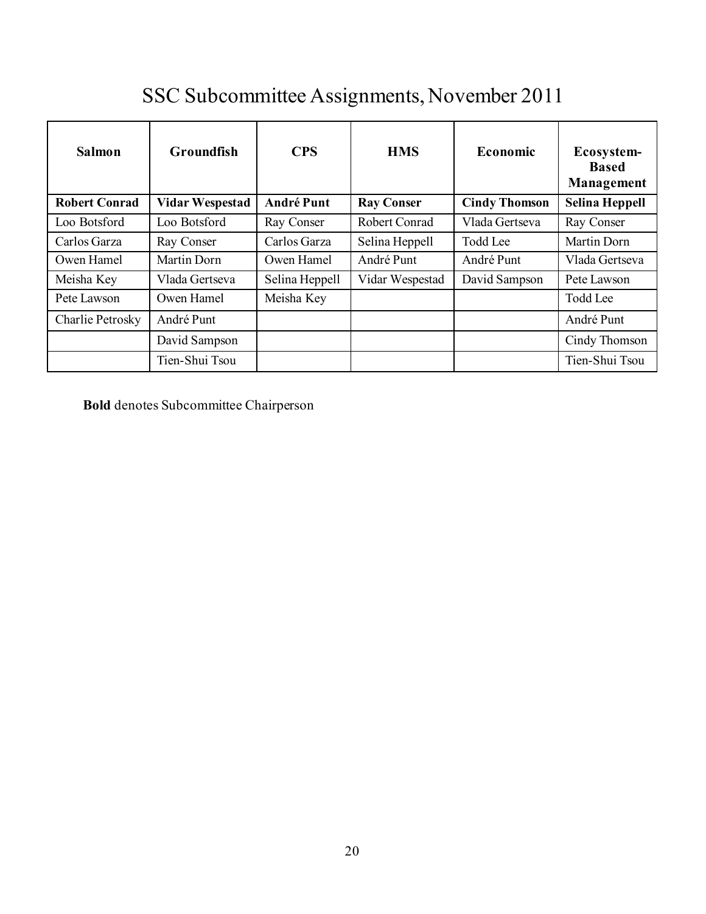# SSC Subcommittee Assignments, November 2011

| Salmon | Groundfish | CPS | HMS | Economic | Ecosystem-Based Management |
|---|---|---|---|---|---|
| **Robert Conrad** | **Vidar Wespestad** | **André Punt** | **Ray Conser** | **Cindy Thomson** | **Selina Heppell** |
| Loo Botsford | Loo Botsford | Ray Conser | Robert Conrad | Vlada Gertseva | Ray Conser |
| Carlos Garza | Ray Conser | Carlos Garza | Selina Heppell | Todd Lee | Martin Dorn |
| Owen Hamel | Martin Dorn | Owen Hamel | André Punt | André Punt | Vlada Gertseva |
| Meisha Key | Vlada Gertseva | Selina Heppell | Vidar Wespestad | David Sampson | Pete Lawson |
| Pete Lawson | Owen Hamel | Meisha Key | | | Todd Lee |
| Charlie Petrosky | André Punt | | | | André Punt |
| | David Sampson | | | | Cindy Thomson |
| | Tien-Shui Tsou | | | | Tien-Shui Tsou |

**Bold** denotes Subcommittee Chairperson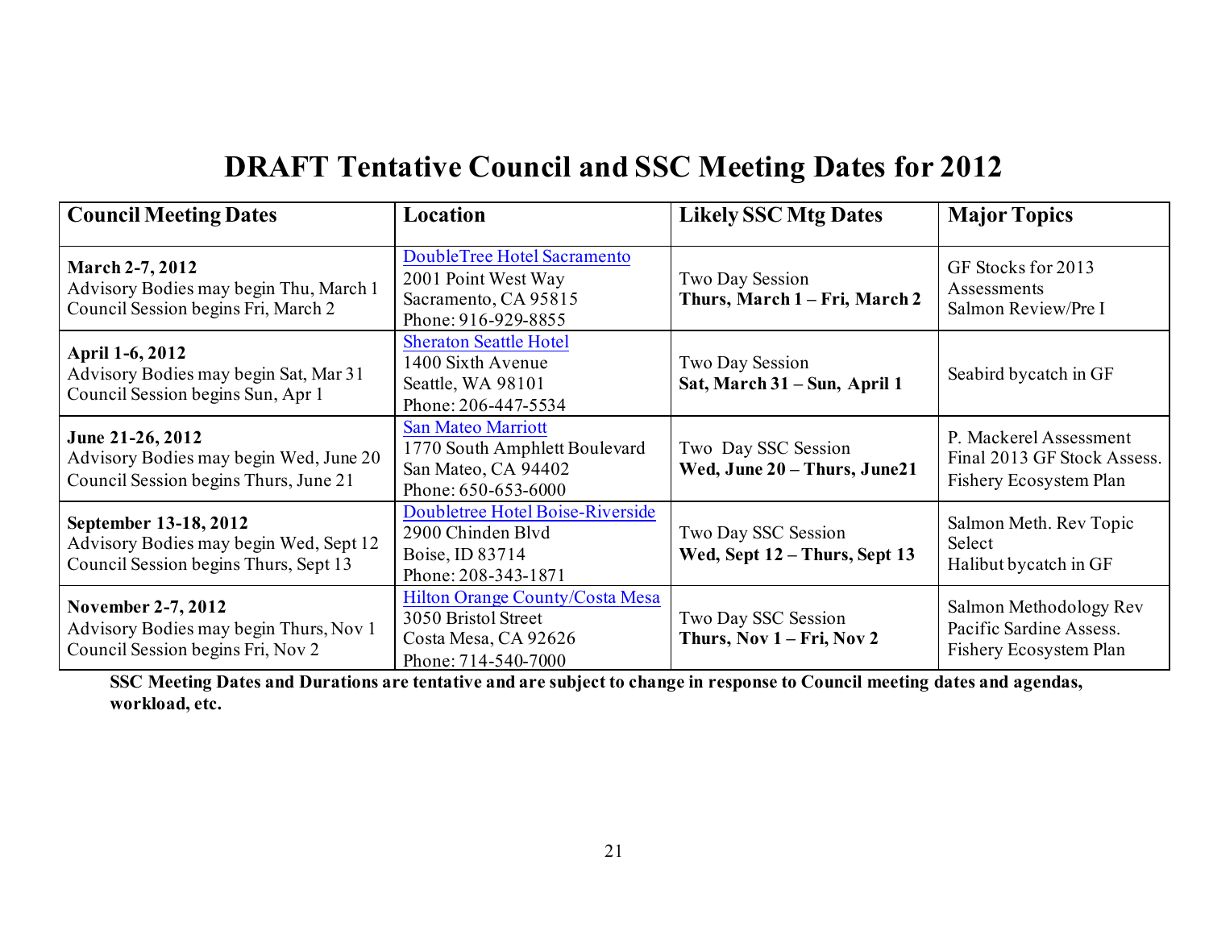# DRAFT Tentative Council and SSC Meeting Dates for 2012

| Council Meeting Dates | Location | Likely SSC Mtg Dates | Major Topics |
|---|---|---|---|
| **March 2-7, 2012**<br>Advisory Bodies may begin Thu, March 1<br>Council Session begins Fri, March 2 | DoubleTree Hotel Sacramento<br>2001 Point West Way<br>Sacramento, CA 95815<br>Phone: 916-929-8855 | Two Day Session<br>**Thurs, March 1 – Fri, March 2** | GF Stocks for 2013 Assessments<br>Salmon Review/Pre I |
| **April 1-6, 2012**<br>Advisory Bodies may begin Sat, Mar 31<br>Council Session begins Sun, Apr 1 | Sheraton Seattle Hotel<br>1400 Sixth Avenue<br>Seattle, WA 98101<br>Phone: 206-447-5534 | Two Day Session<br>**Sat, March 31 – Sun, April 1** | Seabird bycatch in GF |
| **June 21-26, 2012**<br>Advisory Bodies may begin Wed, June 20<br>Council Session begins Thurs, June 21 | San Mateo Marriott<br>1770 South Amphlett Boulevard<br>San Mateo, CA 94402<br>Phone: 650-653-6000 | Two Day SSC Session<br>**Wed, June 20 – Thurs, June21** | P. Mackerel Assessment<br>Final 2013 GF Stock Assess.<br>Fishery Ecosystem Plan |
| **September 13-18, 2012**<br>Advisory Bodies may begin Wed, Sept 12<br>Council Session begins Thurs, Sept 13 | Doubletree Hotel Boise-Riverside<br>2900 Chinden Blvd<br>Boise, ID 83714<br>Phone: 208-343-1871 | Two Day SSC Session<br>**Wed, Sept 12 – Thurs, Sept 13** | Salmon Meth. Rev Topic Select<br>Halibut bycatch in GF |
| **November 2-7, 2012**<br>Advisory Bodies may begin Thurs, Nov 1<br>Council Session begins Fri, Nov 2 | Hilton Orange County/Costa Mesa<br>3050 Bristol Street<br>Costa Mesa, CA 92626<br>Phone: 714-540-7000 | Two Day SSC Session<br>**Thurs, Nov 1 – Fri, Nov 2** | Salmon Methodology Rev<br>Pacific Sardine Assess.<br>Fishery Ecosystem Plan |

**SSC Meeting Dates and Durations are tentative and are subject to change in response to Council meeting dates and agendas, workload, etc.**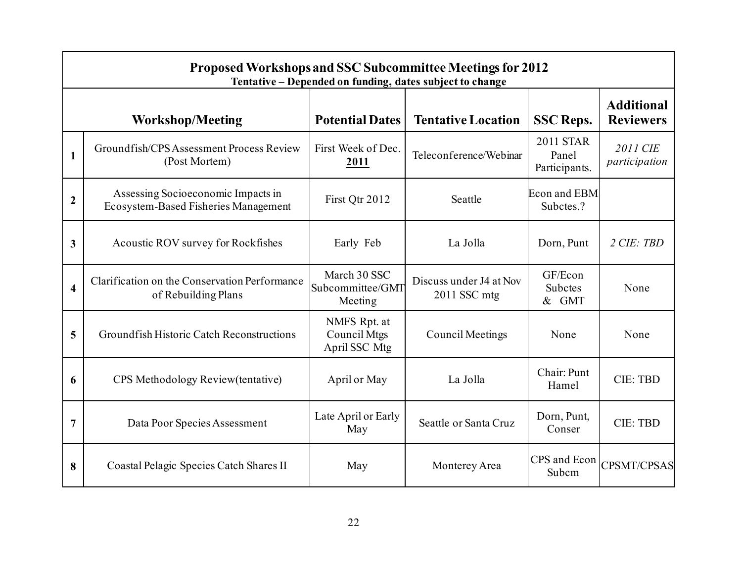| | **Proposed Workshops and SSC Subcommittee Meetings for 2012**<br>**Tentative – Depended on funding, dates subject to change** | | | | |
|---|---|---|---|---|---|
| | **Workshop/Meeting** | **Potential Dates** | **Tentative Location** | **SSC Reps.** | **Additional Reviewers** |
| **1** | Groundfish/CPS Assessment Process Review (Post Mortem) | First Week of Dec. **2011** | Teleconference/Webinar | 2011 STAR Panel Participants. | *2011 CIE participation* |
| **2** | Assessing Socioeconomic Impacts in Ecosystem-Based Fisheries Management | First Qtr 2012 | Seattle | Econ and EBM Subctes.? | |
| **3** | Acoustic ROV survey for Rockfishes | Early Feb | La Jolla | Dorn, Punt | *2 CIE: TBD* |
| **4** | Clarification on the Conservation Performance of Rebuilding Plans | March 30 SSC Subcommittee/GMT Meeting | Discuss under J4 at Nov 2011 SSC mtg | GF/Econ Subctes & GMT | None |
| **5** | Groundfish Historic Catch Reconstructions | NMFS Rpt. at Council Mtgs April SSC Mtg | Council Meetings | None | None |
| **6** | CPS Methodology Review(tentative) | April or May | La Jolla | Chair: Punt Hamel | CIE: TBD |
| **7** | Data Poor Species Assessment | Late April or Early May | Seattle or Santa Cruz | Dorn, Punt, Conser | CIE: TBD |
| **8** | Coastal Pelagic Species Catch Shares II | May | Monterey Area | CPS and Econ Subcm | CPSMT/CPSAS |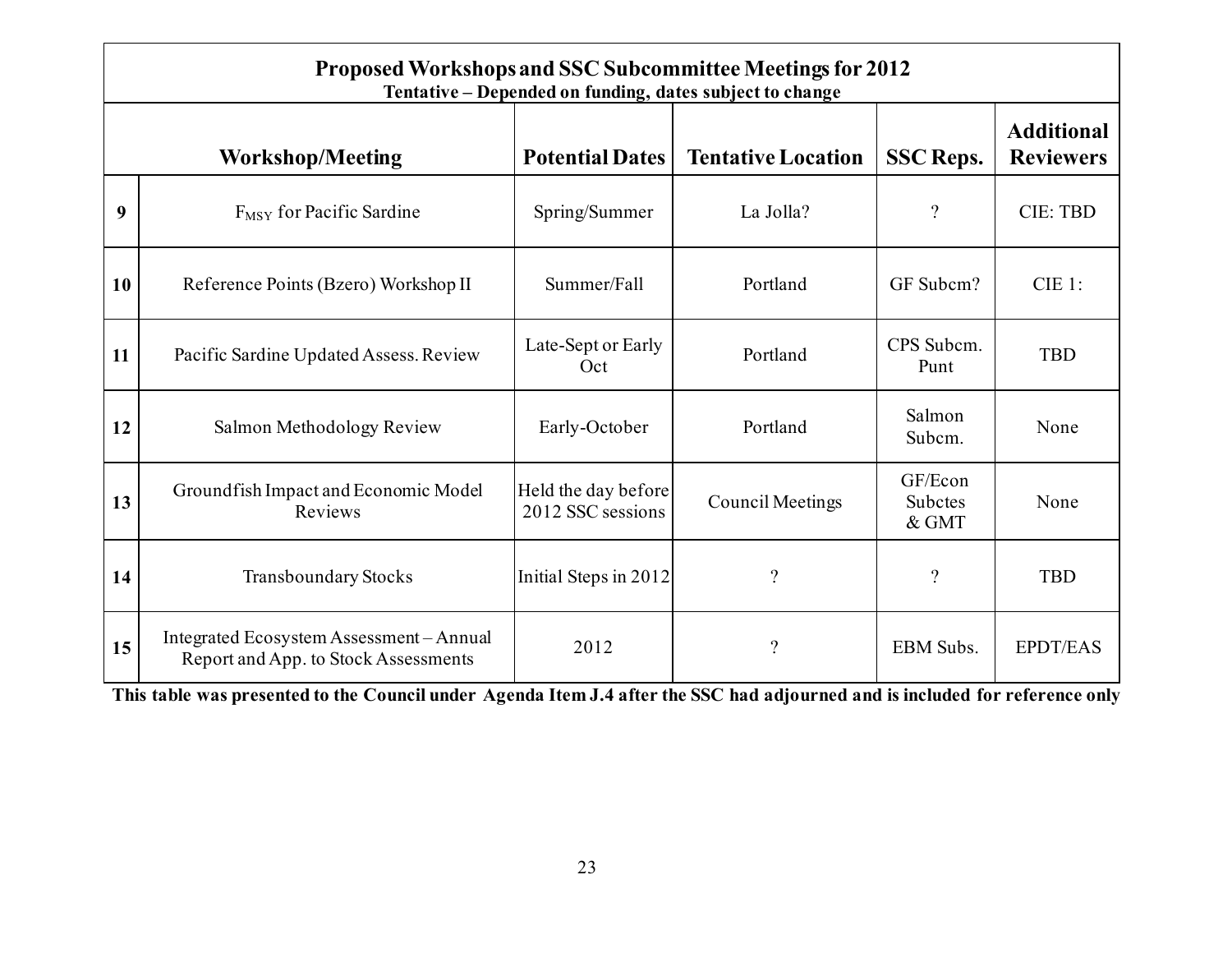**Proposed Workshops and SSC Subcommittee Meetings for 2012**

**Tentative – Depended on funding, dates subject to change**

| | Workshop/Meeting | Potential Dates | Tentative Location | SSC Reps. | Additional Reviewers |
|---|---|---|---|---|---|
| **9** | $F_{MSY}$ for Pacific Sardine | Spring/Summer | La Jolla? | ? | CIE: TBD |
| **10** | Reference Points (Bzero) Workshop II | Summer/Fall | Portland | GF Subcm? | CIE 1: |
| **11** | Pacific Sardine Updated Assess. Review | Late-Sept or Early Oct | Portland | CPS Subcm. Punt | TBD |
| **12** | Salmon Methodology Review | Early-October | Portland | Salmon Subcm. | None |
| **13** | Groundfish Impact and Economic Model Reviews | Held the day before 2012 SSC sessions | Council Meetings | GF/Econ Subctes & GMT | None |
| **14** | Transboundary Stocks | Initial Steps in 2012 | ? | ? | TBD |
| **15** | Integrated Ecosystem Assessment – Annual Report and App. to Stock Assessments | 2012 | ? | EBM Subs. | EPDT/EAS |

**This table was presented to the Council under Agenda Item J.4 after the SSC had adjourned and is included for reference only**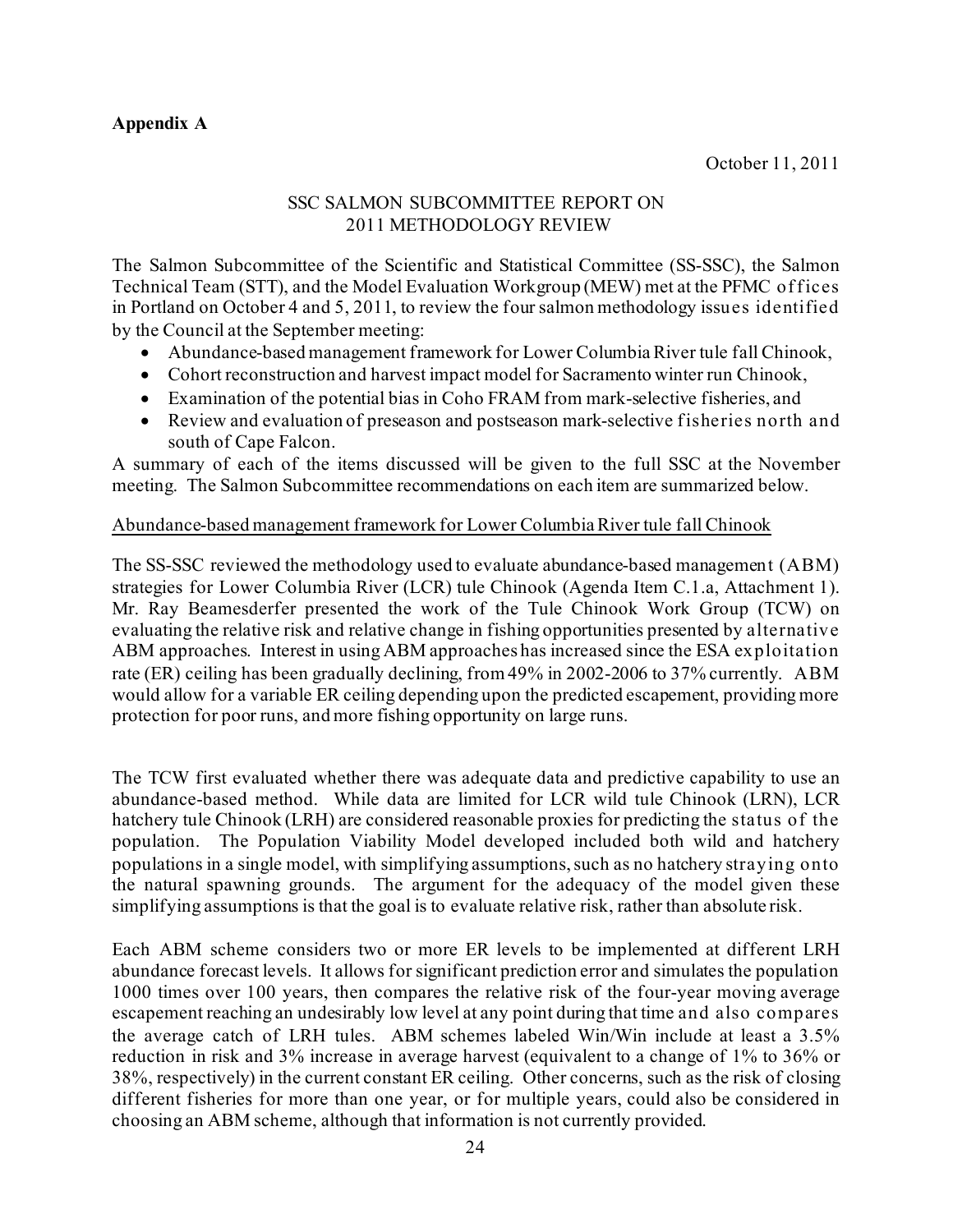**Appendix A**

October 11, 2011

## SSC SALMON SUBCOMMITTEE REPORT ON 2011 METHODOLOGY REVIEW

The Salmon Subcommittee of the Scientific and Statistical Committee (SS-SSC), the Salmon Technical Team (STT), and the Model Evaluation Workgroup (MEW) met at the PFMC offices in Portland on October 4 and 5, 2011, to review the four salmon methodology issues identified by the Council at the September meeting:

- Abundance-based management framework for Lower Columbia River tule fall Chinook,
- Cohort reconstruction and harvest impact model for Sacramento winter run Chinook,
- Examination of the potential bias in Coho FRAM from mark-selective fisheries, and
- Review and evaluation of preseason and postseason mark-selective fisheries north and south of Cape Falcon.

A summary of each of the items discussed will be given to the full SSC at the November meeting. The Salmon Subcommittee recommendations on each item are summarized below.

### Abundance-based management framework for Lower Columbia River tule fall Chinook

The SS-SSC reviewed the methodology used to evaluate abundance-based management (ABM) strategies for Lower Columbia River (LCR) tule Chinook (Agenda Item C.1.a, Attachment 1). Mr. Ray Beamesderfer presented the work of the Tule Chinook Work Group (TCW) on evaluating the relative risk and relative change in fishing opportunities presented by alternative ABM approaches. Interest in using ABM approaches has increased since the ESA exploitation rate (ER) ceiling has been gradually declining, from 49% in 2002-2006 to 37% currently. ABM would allow for a variable ER ceiling depending upon the predicted escapement, providing more protection for poor runs, and more fishing opportunity on large runs.

The TCW first evaluated whether there was adequate data and predictive capability to use an abundance-based method. While data are limited for LCR wild tule Chinook (LRN), LCR hatchery tule Chinook (LRH) are considered reasonable proxies for predicting the status of the population. The Population Viability Model developed included both wild and hatchery populations in a single model, with simplifying assumptions, such as no hatchery straying onto the natural spawning grounds. The argument for the adequacy of the model given these simplifying assumptions is that the goal is to evaluate relative risk, rather than absolute risk.

Each ABM scheme considers two or more ER levels to be implemented at different LRH abundance forecast levels. It allows for significant prediction error and simulates the population 1000 times over 100 years, then compares the relative risk of the four-year moving average escapement reaching an undesirably low level at any point during that time and also compares the average catch of LRH tules. ABM schemes labeled Win/Win include at least a 3.5% reduction in risk and 3% increase in average harvest (equivalent to a change of 1% to 36% or 38%, respectively) in the current constant ER ceiling. Other concerns, such as the risk of closing different fisheries for more than one year, or for multiple years, could also be considered in choosing an ABM scheme, although that information is not currently provided.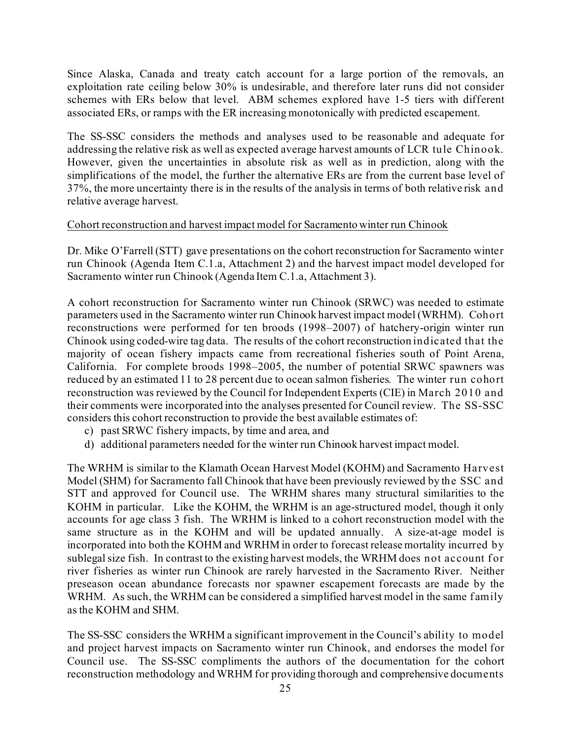Since Alaska, Canada and treaty catch account for a large portion of the removals, an exploitation rate ceiling below 30% is undesirable, and therefore later runs did not consider schemes with ERs below that level. ABM schemes explored have 1-5 tiers with different associated ERs, or ramps with the ER increasing monotonically with predicted escapement.

The SS-SSC considers the methods and analyses used to be reasonable and adequate for addressing the relative risk as well as expected average harvest amounts of LCR tule Chinook. However, given the uncertainties in absolute risk as well as in prediction, along with the simplifications of the model, the further the alternative ERs are from the current base level of 37%, the more uncertainty there is in the results of the analysis in terms of both relative risk and relative average harvest.

Cohort reconstruction and harvest impact model for Sacramento winter run Chinook

Dr. Mike O'Farrell (STT) gave presentations on the cohort reconstruction for Sacramento winter run Chinook (Agenda Item C.1.a, Attachment 2) and the harvest impact model developed for Sacramento winter run Chinook (Agenda Item C.1.a, Attachment 3).

A cohort reconstruction for Sacramento winter run Chinook (SRWC) was needed to estimate parameters used in the Sacramento winter run Chinook harvest impact model (WRHM). Cohort reconstructions were performed for ten broods (1998–2007) of hatchery-origin winter run Chinook using coded-wire tag data. The results of the cohort reconstruction indicated that the majority of ocean fishery impacts came from recreational fisheries south of Point Arena, California. For complete broods 1998–2005, the number of potential SRWC spawners was reduced by an estimated 11 to 28 percent due to ocean salmon fisheries. The winter run cohort reconstruction was reviewed by the Council for Independent Experts (CIE) in March 2010 and their comments were incorporated into the analyses presented for Council review. The SS-SSC considers this cohort reconstruction to provide the best available estimates of:

c) past SRWC fishery impacts, by time and area, and
d) additional parameters needed for the winter run Chinook harvest impact model.

The WRHM is similar to the Klamath Ocean Harvest Model (KOHM) and Sacramento Harvest Model (SHM) for Sacramento fall Chinook that have been previously reviewed by the SSC and STT and approved for Council use. The WRHM shares many structural similarities to the KOHM in particular. Like the KOHM, the WRHM is an age-structured model, though it only accounts for age class 3 fish. The WRHM is linked to a cohort reconstruction model with the same structure as in the KOHM and will be updated annually. A size-at-age model is incorporated into both the KOHM and WRHM in order to forecast release mortality incurred by sublegal size fish. In contrast to the existing harvest models, the WRHM does not account for river fisheries as winter run Chinook are rarely harvested in the Sacramento River. Neither preseason ocean abundance forecasts nor spawner escapement forecasts are made by the WRHM. As such, the WRHM can be considered a simplified harvest model in the same family as the KOHM and SHM.

The SS-SSC considers the WRHM a significant improvement in the Council's ability to model and project harvest impacts on Sacramento winter run Chinook, and endorses the model for Council use. The SS-SSC compliments the authors of the documentation for the cohort reconstruction methodology and WRHM for providing thorough and comprehensive documents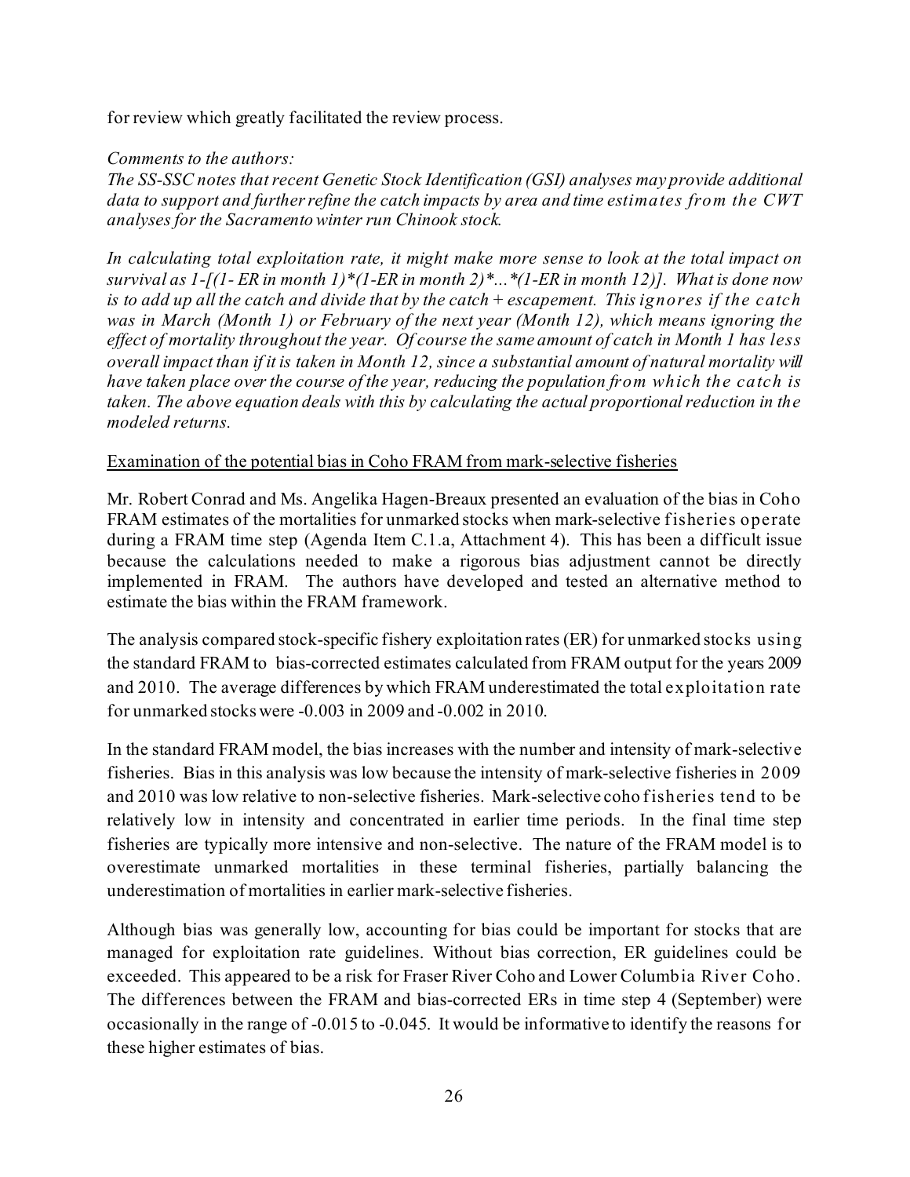for review which greatly facilitated the review process.

*Comments to the authors:*

*The SS-SSC notes that recent Genetic Stock Identification (GSI) analyses may provide additional data to support and further refine the catch impacts by area and time estimates from the CWT analyses for the Sacramento winter run Chinook stock.*

*In calculating total exploitation rate, it might make more sense to look at the total impact on survival as 1-[(1- ER in month 1)*(1-ER in month 2)*...*(1-ER in month 12)]. What is done now is to add up all the catch and divide that by the catch + escapement. This ignores if the catch was in March (Month 1) or February of the next year (Month 12), which means ignoring the effect of mortality throughout the year. Of course the same amount of catch in Month 1 has less overall impact than if it is taken in Month 12, since a substantial amount of natural mortality will have taken place over the course of the year, reducing the population from which the catch is taken. The above equation deals with this by calculating the actual proportional reduction in the modeled returns.*

Examination of the potential bias in Coho FRAM from mark-selective fisheries

Mr. Robert Conrad and Ms. Angelika Hagen-Breaux presented an evaluation of the bias in Coho FRAM estimates of the mortalities for unmarked stocks when mark-selective fisheries operate during a FRAM time step (Agenda Item C.1.a, Attachment 4). This has been a difficult issue because the calculations needed to make a rigorous bias adjustment cannot be directly implemented in FRAM. The authors have developed and tested an alternative method to estimate the bias within the FRAM framework.

The analysis compared stock-specific fishery exploitation rates (ER) for unmarked stocks using the standard FRAM to bias-corrected estimates calculated from FRAM output for the years 2009 and 2010. The average differences by which FRAM underestimated the total exploitation rate for unmarked stocks were -0.003 in 2009 and -0.002 in 2010.

In the standard FRAM model, the bias increases with the number and intensity of mark-selective fisheries. Bias in this analysis was low because the intensity of mark-selective fisheries in 2009 and 2010 was low relative to non-selective fisheries. Mark-selective coho fisheries tend to be relatively low in intensity and concentrated in earlier time periods. In the final time step fisheries are typically more intensive and non-selective. The nature of the FRAM model is to overestimate unmarked mortalities in these terminal fisheries, partially balancing the underestimation of mortalities in earlier mark-selective fisheries.

Although bias was generally low, accounting for bias could be important for stocks that are managed for exploitation rate guidelines. Without bias correction, ER guidelines could be exceeded. This appeared to be a risk for Fraser River Coho and Lower Columbia River Coho. The differences between the FRAM and bias-corrected ERs in time step 4 (September) were occasionally in the range of -0.015 to -0.045. It would be informative to identify the reasons for these higher estimates of bias.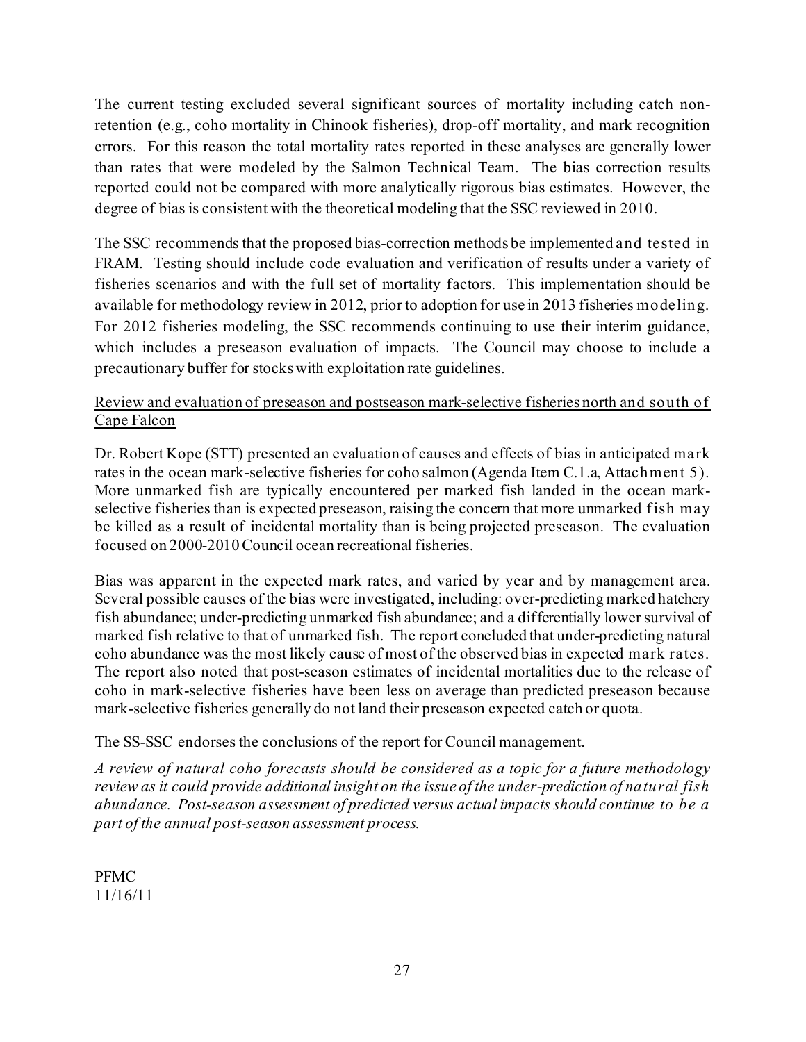The current testing excluded several significant sources of mortality including catch non-retention (e.g., coho mortality in Chinook fisheries), drop-off mortality, and mark recognition errors. For this reason the total mortality rates reported in these analyses are generally lower than rates that were modeled by the Salmon Technical Team. The bias correction results reported could not be compared with more analytically rigorous bias estimates. However, the degree of bias is consistent with the theoretical modeling that the SSC reviewed in 2010.

The SSC recommends that the proposed bias-correction methods be implemented and tested in FRAM. Testing should include code evaluation and verification of results under a variety of fisheries scenarios and with the full set of mortality factors. This implementation should be available for methodology review in 2012, prior to adoption for use in 2013 fisheries modeling. For 2012 fisheries modeling, the SSC recommends continuing to use their interim guidance, which includes a preseason evaluation of impacts. The Council may choose to include a precautionary buffer for stocks with exploitation rate guidelines.

<u>Review and evaluation of preseason and postseason mark-selective fisheries north and south of Cape Falcon</u>

Dr. Robert Kope (STT) presented an evaluation of causes and effects of bias in anticipated mark rates in the ocean mark-selective fisheries for coho salmon (Agenda Item C.1.a, Attachment 5). More unmarked fish are typically encountered per marked fish landed in the ocean mark-selective fisheries than is expected preseason, raising the concern that more unmarked fish may be killed as a result of incidental mortality than is being projected preseason. The evaluation focused on 2000-2010 Council ocean recreational fisheries.

Bias was apparent in the expected mark rates, and varied by year and by management area. Several possible causes of the bias were investigated, including: over-predicting marked hatchery fish abundance; under-predicting unmarked fish abundance; and a differentially lower survival of marked fish relative to that of unmarked fish. The report concluded that under-predicting natural coho abundance was the most likely cause of most of the observed bias in expected mark rates. The report also noted that post-season estimates of incidental mortalities due to the release of coho in mark-selective fisheries have been less on average than predicted preseason because mark-selective fisheries generally do not land their preseason expected catch or quota.

The SS-SSC endorses the conclusions of the report for Council management.

*A review of natural coho forecasts should be considered as a topic for a future methodology review as it could provide additional insight on the issue of the under-prediction of natural fish abundance. Post-season assessment of predicted versus actual impacts should continue to be a part of the annual post-season assessment process.*

PFMC
11/16/11